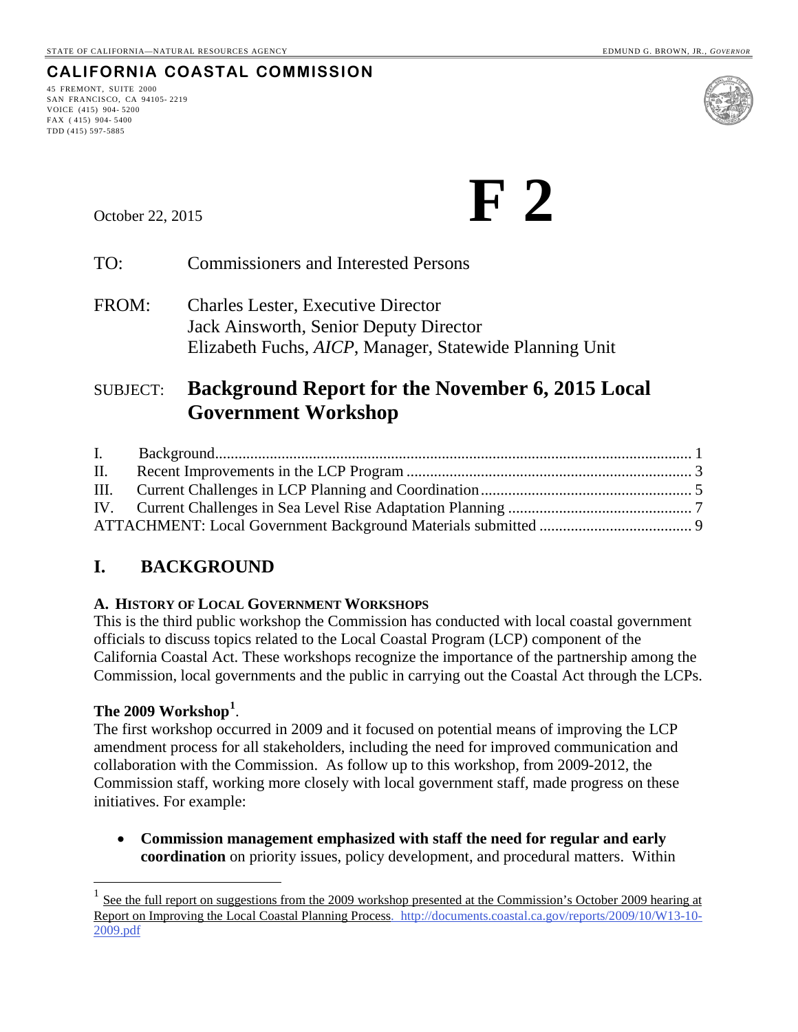STATE OF CALIFORNIA—NATURAL RESOURCES AGENCY EDMUND G. BROWN, JR., *GOVERNOR*

**CALIFORNIA COASTAL COMMISSION**

45 FREMONT, SUITE 2000
SAN FRANCISCO, CA 94105- 2219
VOICE (415) 904- 5200
FAX ( 415) 904- 5400
TDD (415) 597-5885

# F 2

October 22, 2015

TO: Commissioners and Interested Persons

FROM: Charles Lester, Executive Director
Jack Ainsworth, Senior Deputy Director
Elizabeth Fuchs, *AICP*, Manager, Statewide Planning Unit

SUBJECT: **Background Report for the November 6, 2015 Local Government Workshop**

I. Background........................................................................................................................ 1
II. Recent Improvements in the LCP Program ........................................................................ 3
III. Current Challenges in LCP Planning and Coordination...................................................... 5
IV. Current Challenges in Sea Level Rise Adaptation Planning ............................................... 7
ATTACHMENT: Local Government Background Materials submitted ....................................... 9

## I. BACKGROUND

### A. History of Local Government Workshops

This is the third public workshop the Commission has conducted with local coastal government officials to discuss topics related to the Local Coastal Program (LCP) component of the California Coastal Act. These workshops recognize the importance of the partnership among the Commission, local governments and the public in carrying out the Coastal Act through the LCPs.

**The 2009 Workshop**[1].

The first workshop occurred in 2009 and it focused on potential means of improving the LCP amendment process for all stakeholders, including the need for improved communication and collaboration with the Commission. As follow up to this workshop, from 2009-2012, the Commission staff, working more closely with local government staff, made progress on these initiatives. For example:

- **Commission management emphasized with staff the need for regular and early coordination** on priority issues, policy development, and procedural matters. Within

[1] See the full report on suggestions from the 2009 workshop presented at the Commission's October 2009 hearing at Report on Improving the Local Coastal Planning Process. http://documents.coastal.ca.gov/reports/2009/10/W13-10-2009.pdf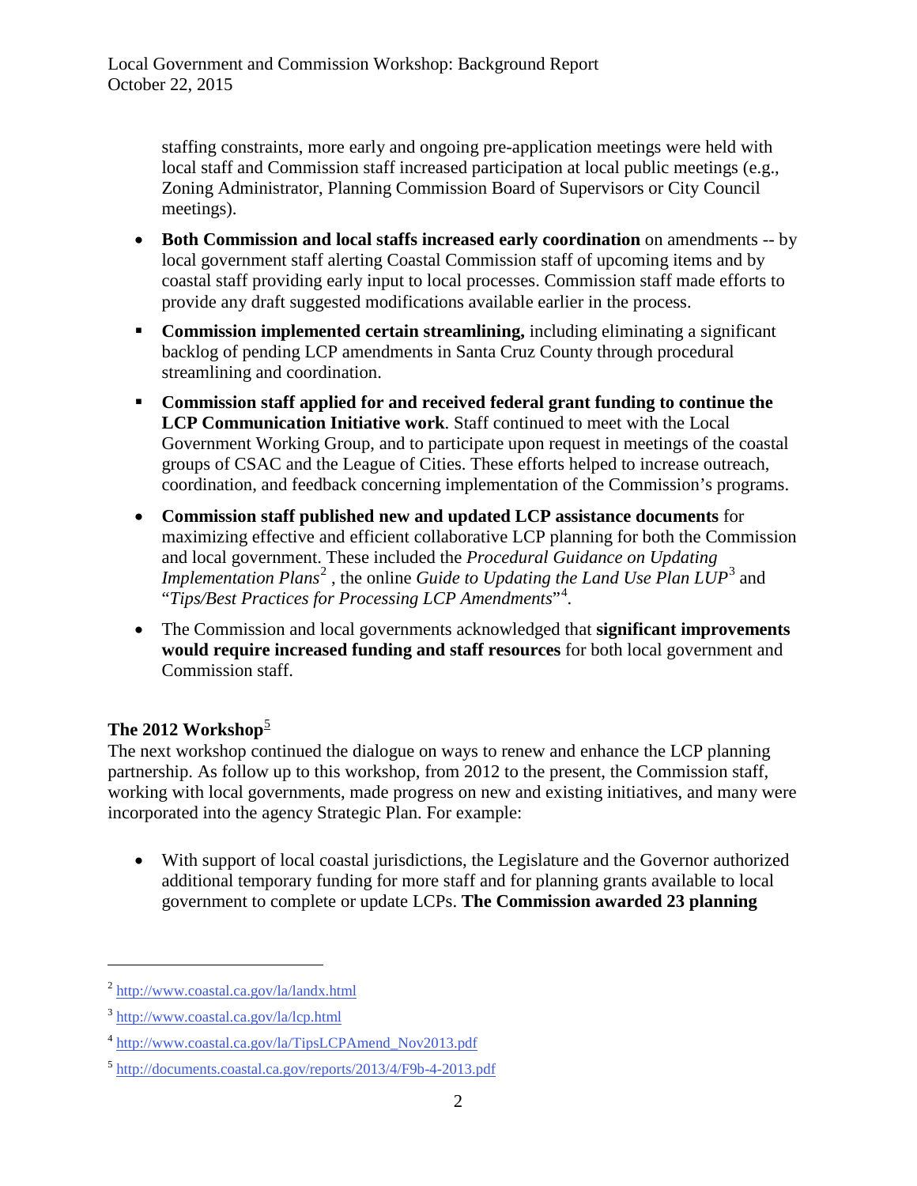staffing constraints, more early and ongoing pre-application meetings were held with local staff and Commission staff increased participation at local public meetings (e.g., Zoning Administrator, Planning Commission Board of Supervisors or City Council meetings).

- **Both Commission and local staffs increased early coordination** on amendments -- by local government staff alerting Coastal Commission staff of upcoming items and by coastal staff providing early input to local processes. Commission staff made efforts to provide any draft suggested modifications available earlier in the process.
- **Commission implemented certain streamlining,** including eliminating a significant backlog of pending LCP amendments in Santa Cruz County through procedural streamlining and coordination.
- **Commission staff applied for and received federal grant funding to continue the LCP Communication Initiative work**. Staff continued to meet with the Local Government Working Group, and to participate upon request in meetings of the coastal groups of CSAC and the League of Cities. These efforts helped to increase outreach, coordination, and feedback concerning implementation of the Commission's programs.
- **Commission staff published new and updated LCP assistance documents** for maximizing effective and efficient collaborative LCP planning for both the Commission and local government. These included the *Procedural Guidance on Updating Implementation Plans*[2] , the online *Guide to Updating the Land Use Plan LUP*[3] and "*Tips/Best Practices for Processing LCP Amendments*"[4].
- The Commission and local governments acknowledged that **significant improvements would require increased funding and staff resources** for both local government and Commission staff.

**The 2012 Workshop**[5]

The next workshop continued the dialogue on ways to renew and enhance the LCP planning partnership. As follow up to this workshop, from 2012 to the present, the Commission staff, working with local governments, made progress on new and existing initiatives, and many were incorporated into the agency Strategic Plan. For example:

- With support of local coastal jurisdictions, the Legislature and the Governor authorized additional temporary funding for more staff and for planning grants available to local government to complete or update LCPs. **The Commission awarded 23 planning**

---

[2] http://www.coastal.ca.gov/la/landx.html

[3] http://www.coastal.ca.gov/la/lcp.html

[4] http://www.coastal.ca.gov/la/TipsLCPAmend_Nov2013.pdf

[5] http://documents.coastal.ca.gov/reports/2013/4/F9b-4-2013.pdf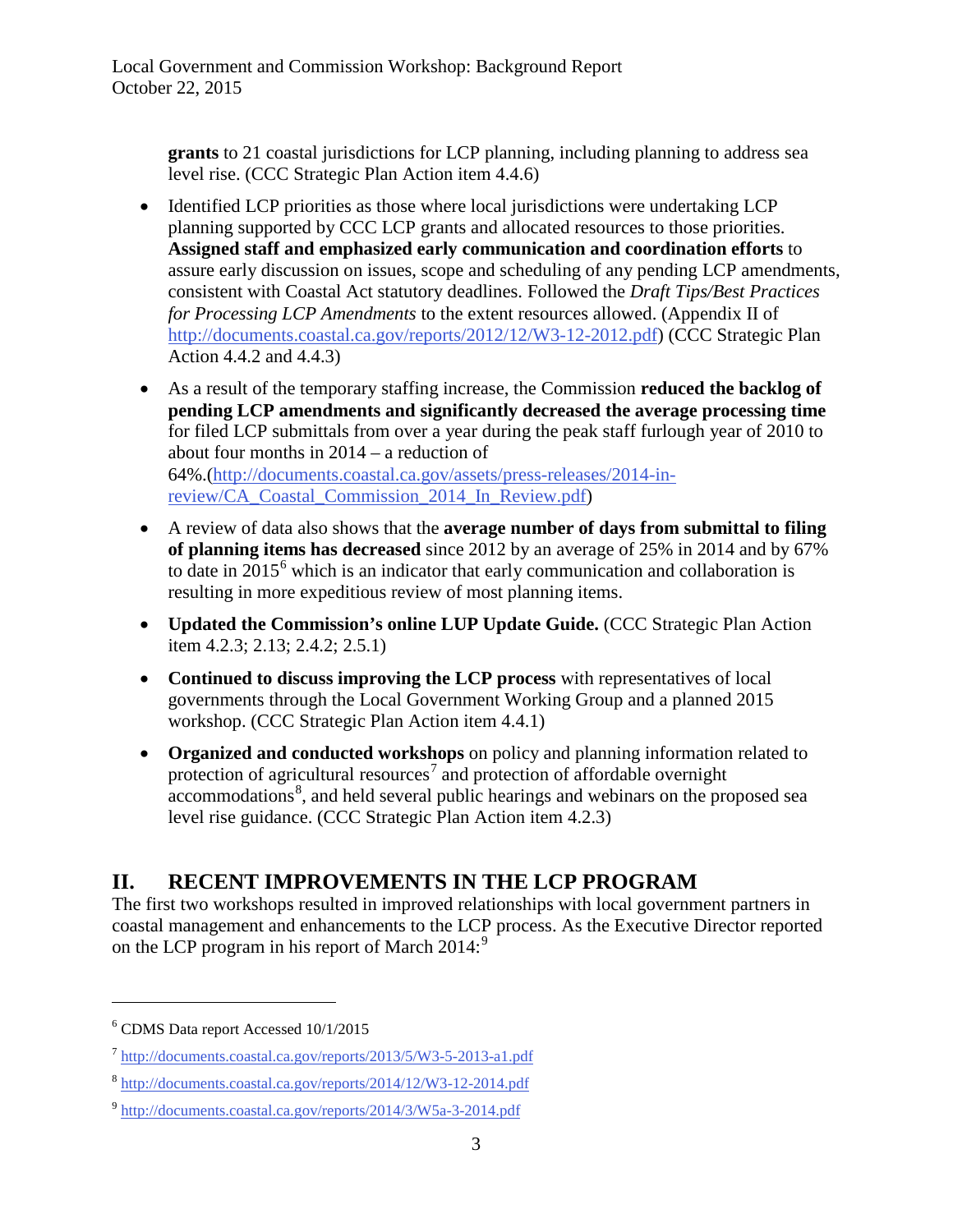**grants** to 21 coastal jurisdictions for LCP planning, including planning to address sea level rise. (CCC Strategic Plan Action item 4.4.6)

- Identified LCP priorities as those where local jurisdictions were undertaking LCP planning supported by CCC LCP grants and allocated resources to those priorities. **Assigned staff and emphasized early communication and coordination efforts** to assure early discussion on issues, scope and scheduling of any pending LCP amendments, consistent with Coastal Act statutory deadlines. Followed the *Draft Tips/Best Practices for Processing LCP Amendments* to the extent resources allowed. (Appendix II of http://documents.coastal.ca.gov/reports/2012/12/W3-12-2012.pdf) (CCC Strategic Plan Action 4.4.2 and 4.4.3)
- As a result of the temporary staffing increase, the Commission **reduced the backlog of pending LCP amendments and significantly decreased the average processing time** for filed LCP submittals from over a year during the peak staff furlough year of 2010 to about four months in 2014 – a reduction of 64%.(http://documents.coastal.ca.gov/assets/press-releases/2014-in-review/CA_Coastal_Commission_2014_In_Review.pdf)
- A review of data also shows that the **average number of days from submittal to filing of planning items has decreased** since 2012 by an average of 25% in 2014 and by 67% to date in 2015[6] which is an indicator that early communication and collaboration is resulting in more expeditious review of most planning items.
- **Updated the Commission's online LUP Update Guide.** (CCC Strategic Plan Action item 4.2.3; 2.13; 2.4.2; 2.5.1)
- **Continued to discuss improving the LCP process** with representatives of local governments through the Local Government Working Group and a planned 2015 workshop. (CCC Strategic Plan Action item 4.4.1)
- **Organized and conducted workshops** on policy and planning information related to protection of agricultural resources[7] and protection of affordable overnight accommodations[8], and held several public hearings and webinars on the proposed sea level rise guidance. (CCC Strategic Plan Action item 4.2.3)

## II. RECENT IMPROVEMENTS IN THE LCP PROGRAM

The first two workshops resulted in improved relationships with local government partners in coastal management and enhancements to the LCP process. As the Executive Director reported on the LCP program in his report of March 2014:[9]

---

[6] CDMS Data report Accessed 10/1/2015

[7] http://documents.coastal.ca.gov/reports/2013/5/W3-5-2013-a1.pdf

[8] http://documents.coastal.ca.gov/reports/2014/12/W3-12-2014.pdf

[9] http://documents.coastal.ca.gov/reports/2014/3/W5a-3-2014.pdf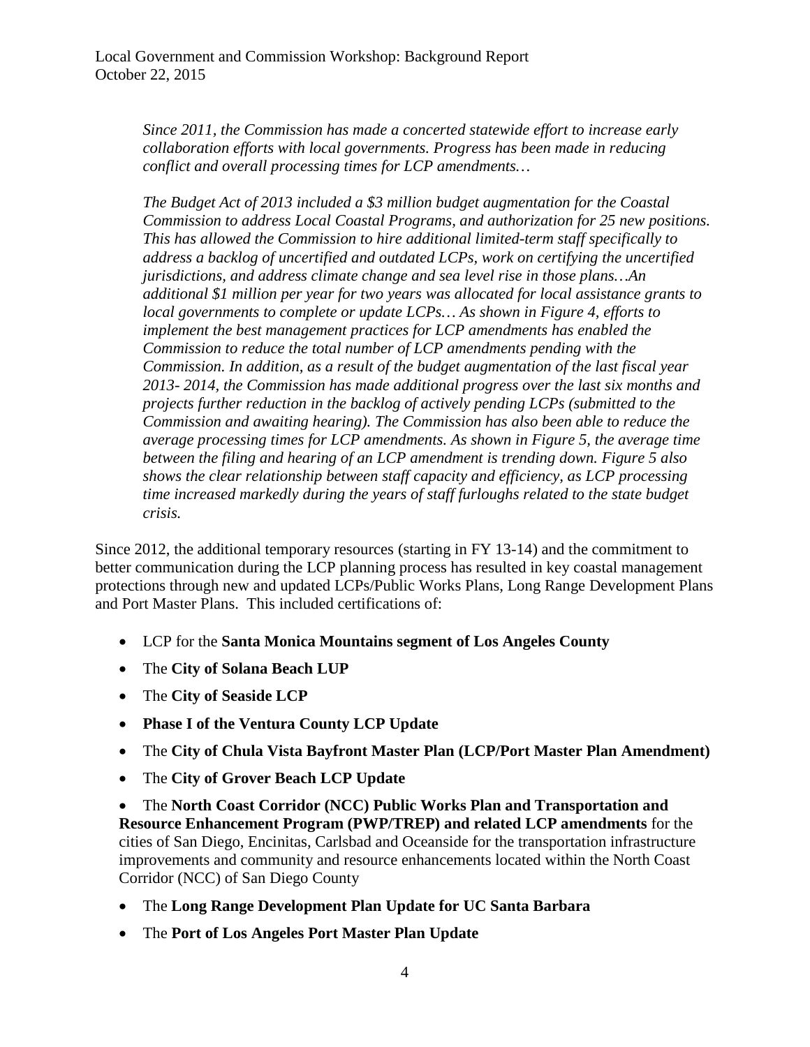*Since 2011, the Commission has made a concerted statewide effort to increase early collaboration efforts with local governments. Progress has been made in reducing conflict and overall processing times for LCP amendments…*

*The Budget Act of 2013 included a $3 million budget augmentation for the Coastal Commission to address Local Coastal Programs, and authorization for 25 new positions. This has allowed the Commission to hire additional limited-term staff specifically to address a backlog of uncertified and outdated LCPs, work on certifying the uncertified jurisdictions, and address climate change and sea level rise in those plans…An additional $1 million per year for two years was allocated for local assistance grants to local governments to complete or update LCPs… As shown in Figure 4, efforts to implement the best management practices for LCP amendments has enabled the Commission to reduce the total number of LCP amendments pending with the Commission. In addition, as a result of the budget augmentation of the last fiscal year 2013- 2014, the Commission has made additional progress over the last six months and projects further reduction in the backlog of actively pending LCPs (submitted to the Commission and awaiting hearing). The Commission has also been able to reduce the average processing times for LCP amendments. As shown in Figure 5, the average time between the filing and hearing of an LCP amendment is trending down. Figure 5 also shows the clear relationship between staff capacity and efficiency, as LCP processing time increased markedly during the years of staff furloughs related to the state budget crisis.*

Since 2012, the additional temporary resources (starting in FY 13-14) and the commitment to better communication during the LCP planning process has resulted in key coastal management protections through new and updated LCPs/Public Works Plans, Long Range Development Plans and Port Master Plans. This included certifications of:

- LCP for the **Santa Monica Mountains segment of Los Angeles County**
- The **City of Solana Beach LUP**
- The **City of Seaside LCP**
- **Phase I of the Ventura County LCP Update**
- The **City of Chula Vista Bayfront Master Plan (LCP/Port Master Plan Amendment)**
- The **City of Grover Beach LCP Update**
- The **North Coast Corridor (NCC) Public Works Plan and Transportation and Resource Enhancement Program (PWP/TREP) and related LCP amendments** for the cities of San Diego, Encinitas, Carlsbad and Oceanside for the transportation infrastructure improvements and community and resource enhancements located within the North Coast Corridor (NCC) of San Diego County
- The **Long Range Development Plan Update for UC Santa Barbara**
- The **Port of Los Angeles Port Master Plan Update**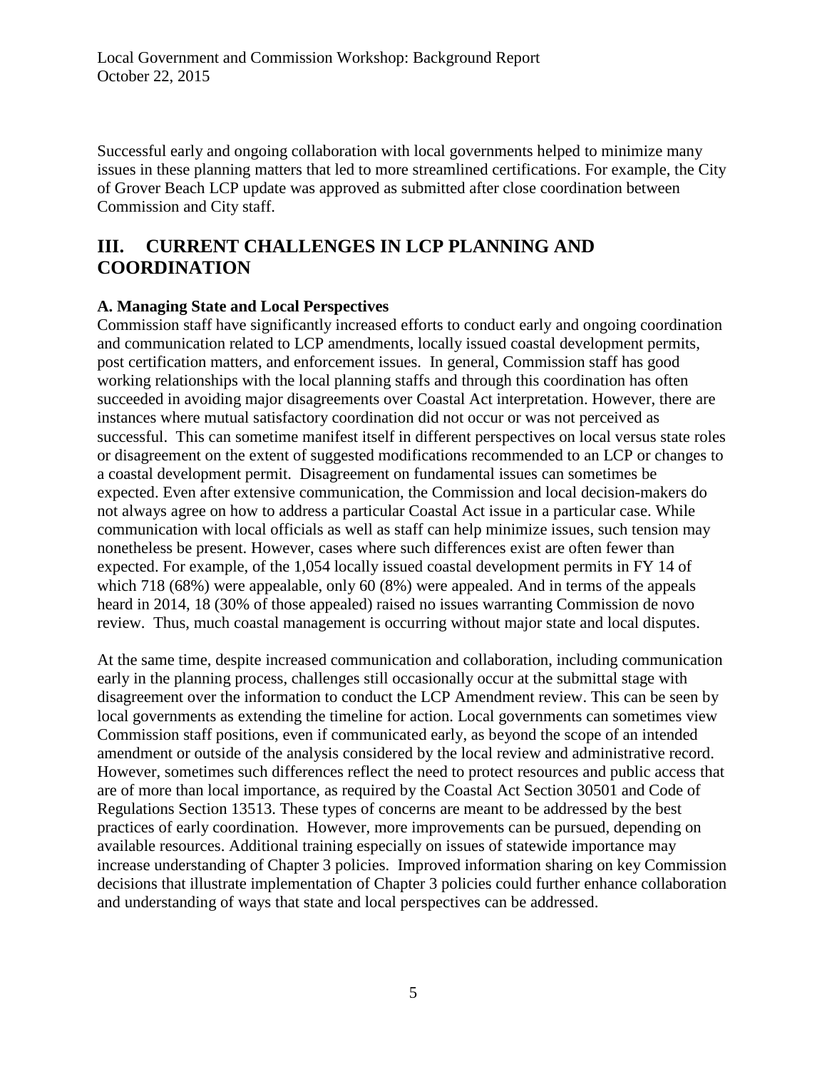Successful early and ongoing collaboration with local governments helped to minimize many issues in these planning matters that led to more streamlined certifications. For example, the City of Grover Beach LCP update was approved as submitted after close coordination between Commission and City staff.

## III. CURRENT CHALLENGES IN LCP PLANNING AND COORDINATION

### A. Managing State and Local Perspectives

Commission staff have significantly increased efforts to conduct early and ongoing coordination and communication related to LCP amendments, locally issued coastal development permits, post certification matters, and enforcement issues. In general, Commission staff has good working relationships with the local planning staffs and through this coordination has often succeeded in avoiding major disagreements over Coastal Act interpretation. However, there are instances where mutual satisfactory coordination did not occur or was not perceived as successful. This can sometime manifest itself in different perspectives on local versus state roles or disagreement on the extent of suggested modifications recommended to an LCP or changes to a coastal development permit. Disagreement on fundamental issues can sometimes be expected. Even after extensive communication, the Commission and local decision-makers do not always agree on how to address a particular Coastal Act issue in a particular case. While communication with local officials as well as staff can help minimize issues, such tension may nonetheless be present. However, cases where such differences exist are often fewer than expected. For example, of the 1,054 locally issued coastal development permits in FY 14 of which 718 (68%) were appealable, only 60 (8%) were appealed. And in terms of the appeals heard in 2014, 18 (30% of those appealed) raised no issues warranting Commission de novo review. Thus, much coastal management is occurring without major state and local disputes.

At the same time, despite increased communication and collaboration, including communication early in the planning process, challenges still occasionally occur at the submittal stage with disagreement over the information to conduct the LCP Amendment review. This can be seen by local governments as extending the timeline for action. Local governments can sometimes view Commission staff positions, even if communicated early, as beyond the scope of an intended amendment or outside of the analysis considered by the local review and administrative record. However, sometimes such differences reflect the need to protect resources and public access that are of more than local importance, as required by the Coastal Act Section 30501 and Code of Regulations Section 13513. These types of concerns are meant to be addressed by the best practices of early coordination. However, more improvements can be pursued, depending on available resources. Additional training especially on issues of statewide importance may increase understanding of Chapter 3 policies. Improved information sharing on key Commission decisions that illustrate implementation of Chapter 3 policies could further enhance collaboration and understanding of ways that state and local perspectives can be addressed.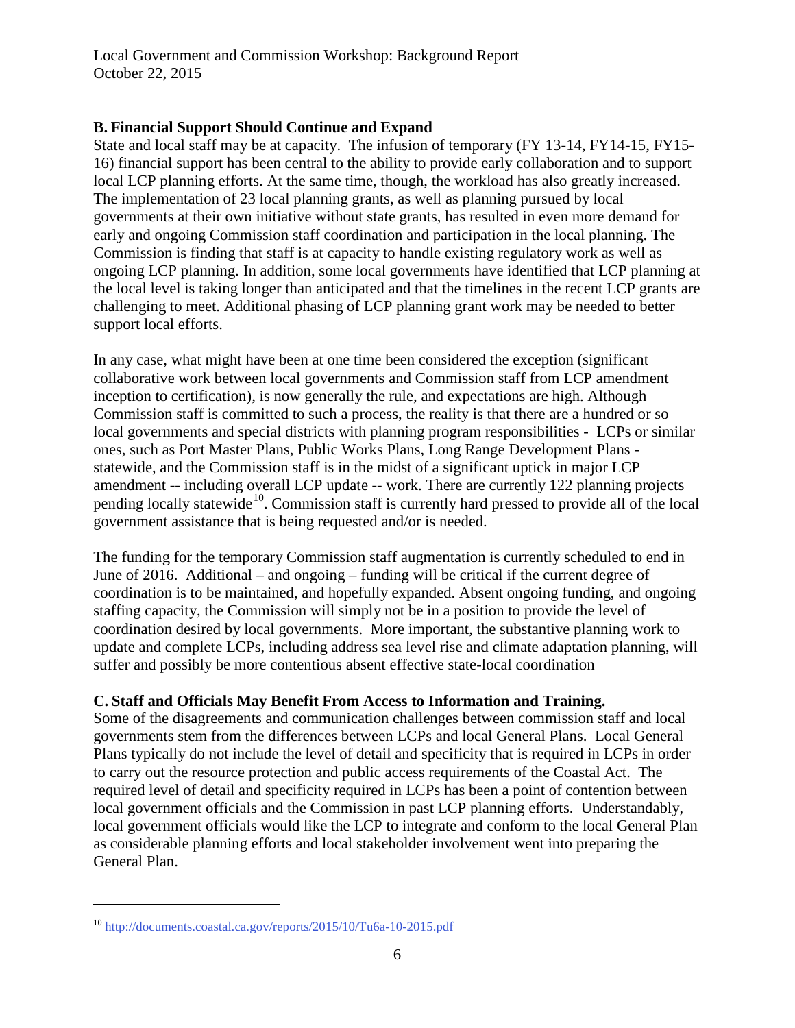### B. Financial Support Should Continue and Expand

State and local staff may be at capacity. The infusion of temporary (FY 13-14, FY14-15, FY15-16) financial support has been central to the ability to provide early collaboration and to support local LCP planning efforts. At the same time, though, the workload has also greatly increased. The implementation of 23 local planning grants, as well as planning pursued by local governments at their own initiative without state grants, has resulted in even more demand for early and ongoing Commission staff coordination and participation in the local planning. The Commission is finding that staff is at capacity to handle existing regulatory work as well as ongoing LCP planning. In addition, some local governments have identified that LCP planning at the local level is taking longer than anticipated and that the timelines in the recent LCP grants are challenging to meet. Additional phasing of LCP planning grant work may be needed to better support local efforts.

In any case, what might have been at one time been considered the exception (significant collaborative work between local governments and Commission staff from LCP amendment inception to certification), is now generally the rule, and expectations are high. Although Commission staff is committed to such a process, the reality is that there are a hundred or so local governments and special districts with planning program responsibilities - LCPs or similar ones, such as Port Master Plans, Public Works Plans, Long Range Development Plans - statewide, and the Commission staff is in the midst of a significant uptick in major LCP amendment -- including overall LCP update -- work. There are currently 122 planning projects pending locally statewide[10]. Commission staff is currently hard pressed to provide all of the local government assistance that is being requested and/or is needed.

The funding for the temporary Commission staff augmentation is currently scheduled to end in June of 2016. Additional – and ongoing – funding will be critical if the current degree of coordination is to be maintained, and hopefully expanded. Absent ongoing funding, and ongoing staffing capacity, the Commission will simply not be in a position to provide the level of coordination desired by local governments. More important, the substantive planning work to update and complete LCPs, including address sea level rise and climate adaptation planning, will suffer and possibly be more contentious absent effective state-local coordination

### C. Staff and Officials May Benefit From Access to Information and Training.

Some of the disagreements and communication challenges between commission staff and local governments stem from the differences between LCPs and local General Plans. Local General Plans typically do not include the level of detail and specificity that is required in LCPs in order to carry out the resource protection and public access requirements of the Coastal Act. The required level of detail and specificity required in LCPs has been a point of contention between local government officials and the Commission in past LCP planning efforts. Understandably, local government officials would like the LCP to integrate and conform to the local General Plan as considerable planning efforts and local stakeholder involvement went into preparing the General Plan.

---

[10] http://documents.coastal.ca.gov/reports/2015/10/Tu6a-10-2015.pdf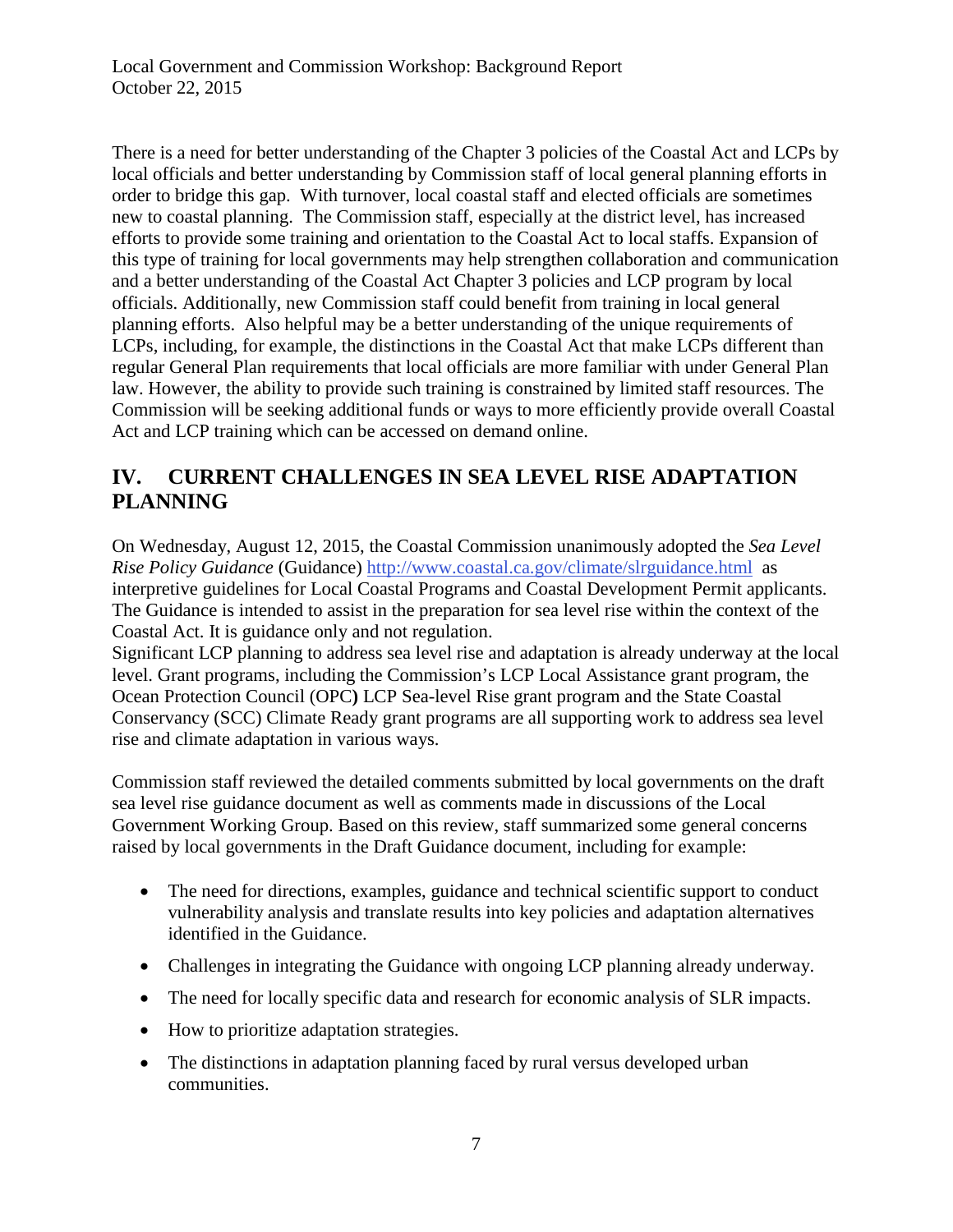There is a need for better understanding of the Chapter 3 policies of the Coastal Act and LCPs by local officials and better understanding by Commission staff of local general planning efforts in order to bridge this gap. With turnover, local coastal staff and elected officials are sometimes new to coastal planning. The Commission staff, especially at the district level, has increased efforts to provide some training and orientation to the Coastal Act to local staffs. Expansion of this type of training for local governments may help strengthen collaboration and communication and a better understanding of the Coastal Act Chapter 3 policies and LCP program by local officials. Additionally, new Commission staff could benefit from training in local general planning efforts. Also helpful may be a better understanding of the unique requirements of LCPs, including, for example, the distinctions in the Coastal Act that make LCPs different than regular General Plan requirements that local officials are more familiar with under General Plan law. However, the ability to provide such training is constrained by limited staff resources. The Commission will be seeking additional funds or ways to more efficiently provide overall Coastal Act and LCP training which can be accessed on demand online.

## IV. CURRENT CHALLENGES IN SEA LEVEL RISE ADAPTATION PLANNING

On Wednesday, August 12, 2015, the Coastal Commission unanimously adopted the *Sea Level Rise Policy Guidance* (Guidance) http://www.coastal.ca.gov/climate/slrguidance.html as interpretive guidelines for Local Coastal Programs and Coastal Development Permit applicants. The Guidance is intended to assist in the preparation for sea level rise within the context of the Coastal Act. It is guidance only and not regulation.

Significant LCP planning to address sea level rise and adaptation is already underway at the local level. Grant programs, including the Commission's LCP Local Assistance grant program, the Ocean Protection Council (OPC**)** LCP Sea-level Rise grant program and the State Coastal Conservancy (SCC) Climate Ready grant programs are all supporting work to address sea level rise and climate adaptation in various ways.

Commission staff reviewed the detailed comments submitted by local governments on the draft sea level rise guidance document as well as comments made in discussions of the Local Government Working Group. Based on this review, staff summarized some general concerns raised by local governments in the Draft Guidance document, including for example:

- The need for directions, examples, guidance and technical scientific support to conduct vulnerability analysis and translate results into key policies and adaptation alternatives identified in the Guidance.
- Challenges in integrating the Guidance with ongoing LCP planning already underway.
- The need for locally specific data and research for economic analysis of SLR impacts.
- How to prioritize adaptation strategies.
- The distinctions in adaptation planning faced by rural versus developed urban communities.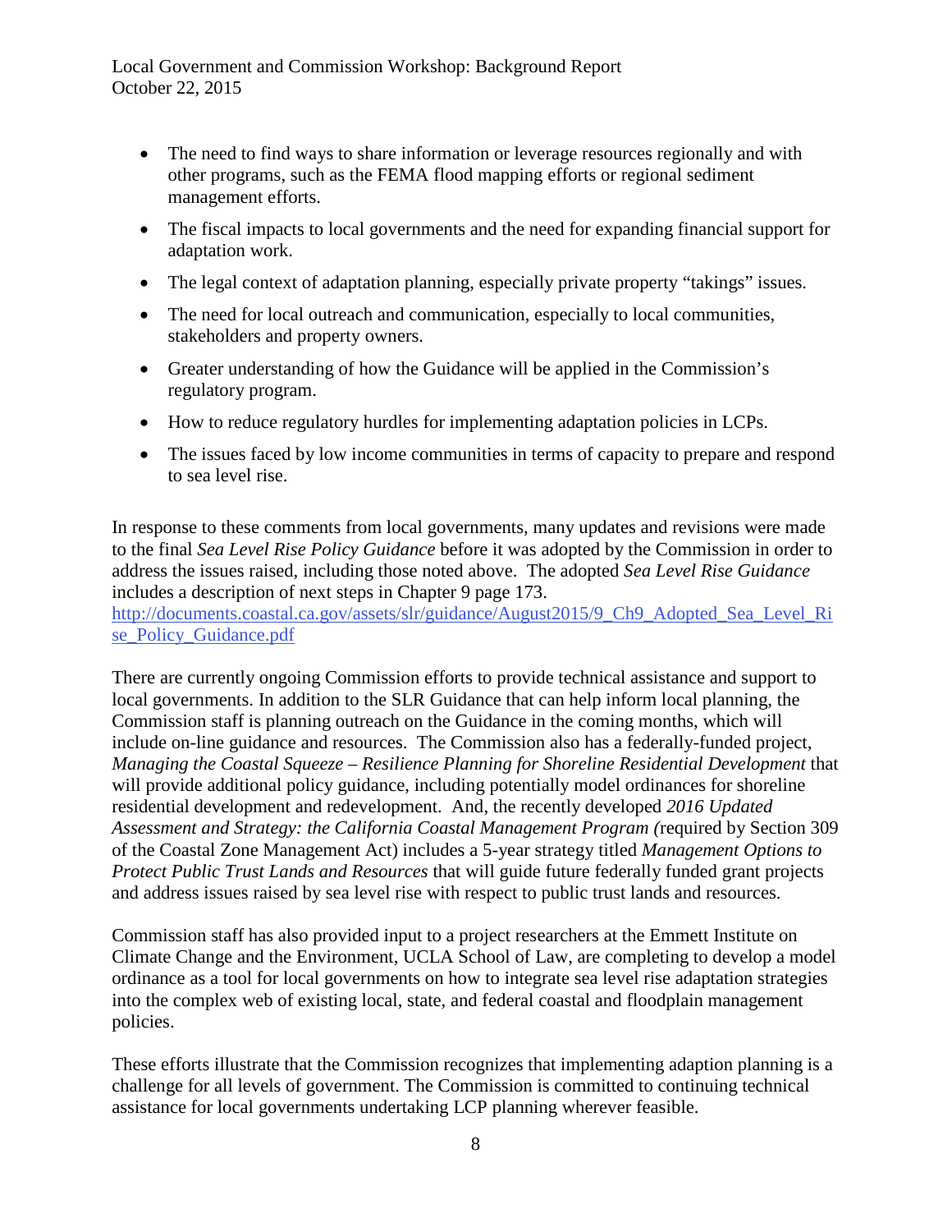- The need to find ways to share information or leverage resources regionally and with other programs, such as the FEMA flood mapping efforts or regional sediment management efforts.
- The fiscal impacts to local governments and the need for expanding financial support for adaptation work.
- The legal context of adaptation planning, especially private property "takings" issues.
- The need for local outreach and communication, especially to local communities, stakeholders and property owners.
- Greater understanding of how the Guidance will be applied in the Commission's regulatory program.
- How to reduce regulatory hurdles for implementing adaptation policies in LCPs.
- The issues faced by low income communities in terms of capacity to prepare and respond to sea level rise.

In response to these comments from local governments, many updates and revisions were made to the final *Sea Level Rise Policy Guidance* before it was adopted by the Commission in order to address the issues raised, including those noted above. The adopted *Sea Level Rise Guidance* includes a description of next steps in Chapter 9 page 173.
http://documents.coastal.ca.gov/assets/slr/guidance/August2015/9_Ch9_Adopted_Sea_Level_Rise_Policy_Guidance.pdf

There are currently ongoing Commission efforts to provide technical assistance and support to local governments. In addition to the SLR Guidance that can help inform local planning, the Commission staff is planning outreach on the Guidance in the coming months, which will include on-line guidance and resources. The Commission also has a federally-funded project, *Managing the Coastal Squeeze – Resilience Planning for Shoreline Residential Development* that will provide additional policy guidance, including potentially model ordinances for shoreline residential development and redevelopment. And, the recently developed *2016 Updated Assessment and Strategy: the California Coastal Management Program (*required by Section 309 of the Coastal Zone Management Act) includes a 5-year strategy titled *Management Options to Protect Public Trust Lands and Resources* that will guide future federally funded grant projects and address issues raised by sea level rise with respect to public trust lands and resources.

Commission staff has also provided input to a project researchers at the Emmett Institute on Climate Change and the Environment, UCLA School of Law, are completing to develop a model ordinance as a tool for local governments on how to integrate sea level rise adaptation strategies into the complex web of existing local, state, and federal coastal and floodplain management policies.

These efforts illustrate that the Commission recognizes that implementing adaption planning is a challenge for all levels of government. The Commission is committed to continuing technical assistance for local governments undertaking LCP planning wherever feasible.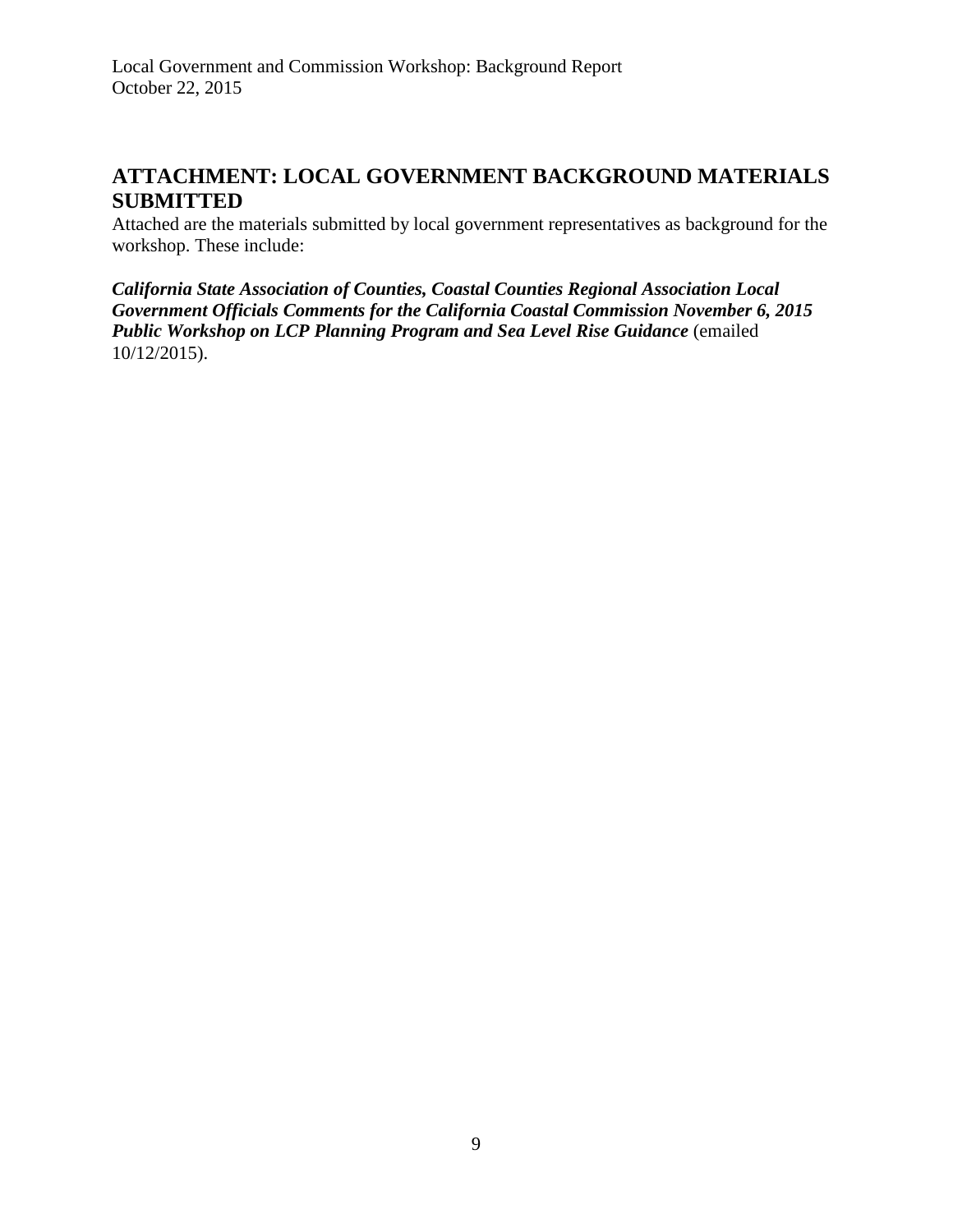## ATTACHMENT: LOCAL GOVERNMENT BACKGROUND MATERIALS SUBMITTED

Attached are the materials submitted by local government representatives as background for the workshop. These include:

***California State Association of Counties, Coastal Counties Regional Association Local Government Officials Comments for the California Coastal Commission November 6, 2015 Public Workshop on LCP Planning Program and Sea Level Rise Guidance*** (emailed 10/12/2015).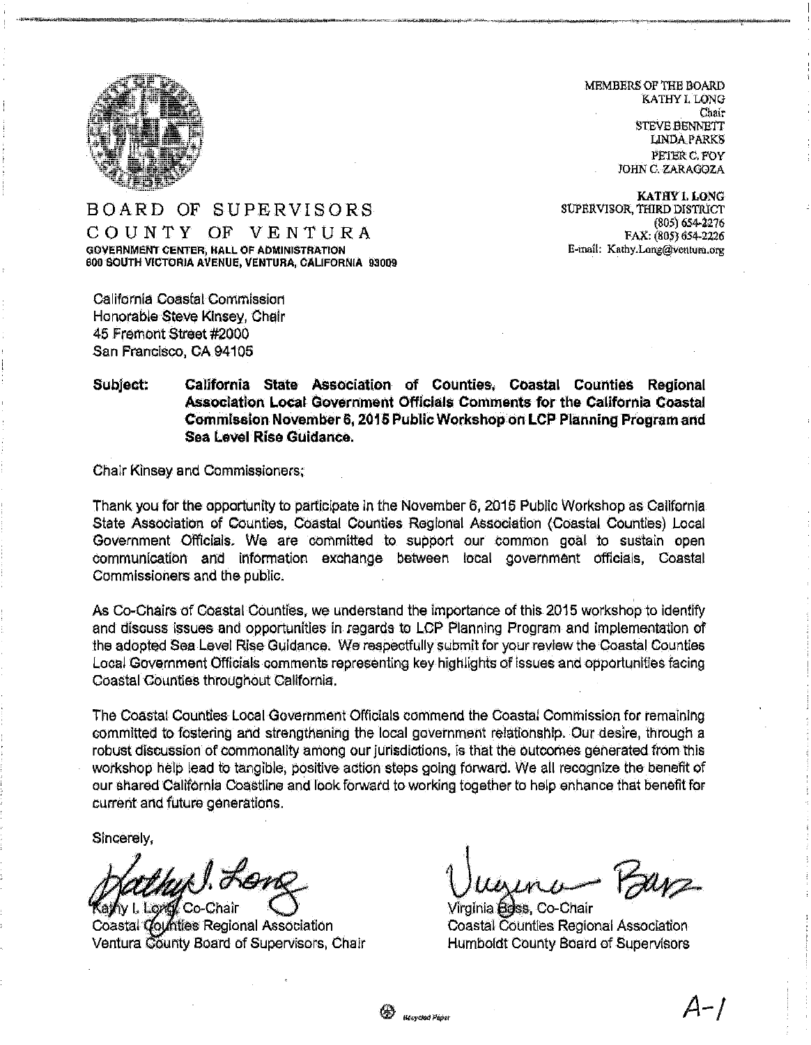MEMBERS OF THE BOARD
KATHY I. LONG
Chair
STEVE BENNETT
LINDA PARKS
PETER C. FOY
JOHN C. ZARAGOZA

**KATHY I. LONG**
SUPERVISOR, THIRD DISTRICT
(805) 654-2276
FAX: (805) 654-2226
E-mail: Kathy.Long@ventura.org

# BOARD OF SUPERVISORS
# COUNTY OF VENTURA

**GOVERNMENT CENTER, HALL OF ADMINISTRATION**
**800 SOUTH VICTORIA AVENUE, VENTURA, CALIFORNIA 93009**

California Coastal Commission
Honorable Steve Kinsey, Chair
45 Fremont Street #2000
San Francisco, CA 94105

**Subject: California State Association of Counties, Coastal Counties Regional Association Local Government Officials Comments for the California Coastal Commission November 6, 2015 Public Workshop on LCP Planning Program and Sea Level Rise Guidance.**

Chair Kinsey and Commissioners;

Thank you for the opportunity to participate in the November 6, 2015 Public Workshop as California State Association of Counties, Coastal Counties Regional Association (Coastal Counties) Local Government Officials. We are committed to support our common goal to sustain open communication and information exchange between local government officials, Coastal Commissioners and the public.

As Co-Chairs of Coastal Counties, we understand the importance of this 2015 workshop to identify and discuss issues and opportunities in regards to LCP Planning Program and implementation of the adopted Sea Level Rise Guidance. We respectfully submit for your review the Coastal Counties Local Government Officials comments representing key highlights of issues and opportunities facing Coastal Counties throughout California.

The Coastal Counties Local Government Officials commend the Coastal Commission for remaining committed to fostering and strengthening the local government relationship. Our desire, through a robust discussion of commonality among our jurisdictions, is that the outcomes generated from this workshop help lead to tangible, positive action steps going forward. We all recognize the benefit of our shared California Coastline and look forward to working together to help enhance that benefit for current and future generations.

Sincerely,

Kathy I. Long, Co-Chair
Coastal Counties Regional Association
Ventura County Board of Supervisors, Chair

Virginia Bass, Co-Chair
Coastal Counties Regional Association
Humboldt County Board of Supervisors

A-1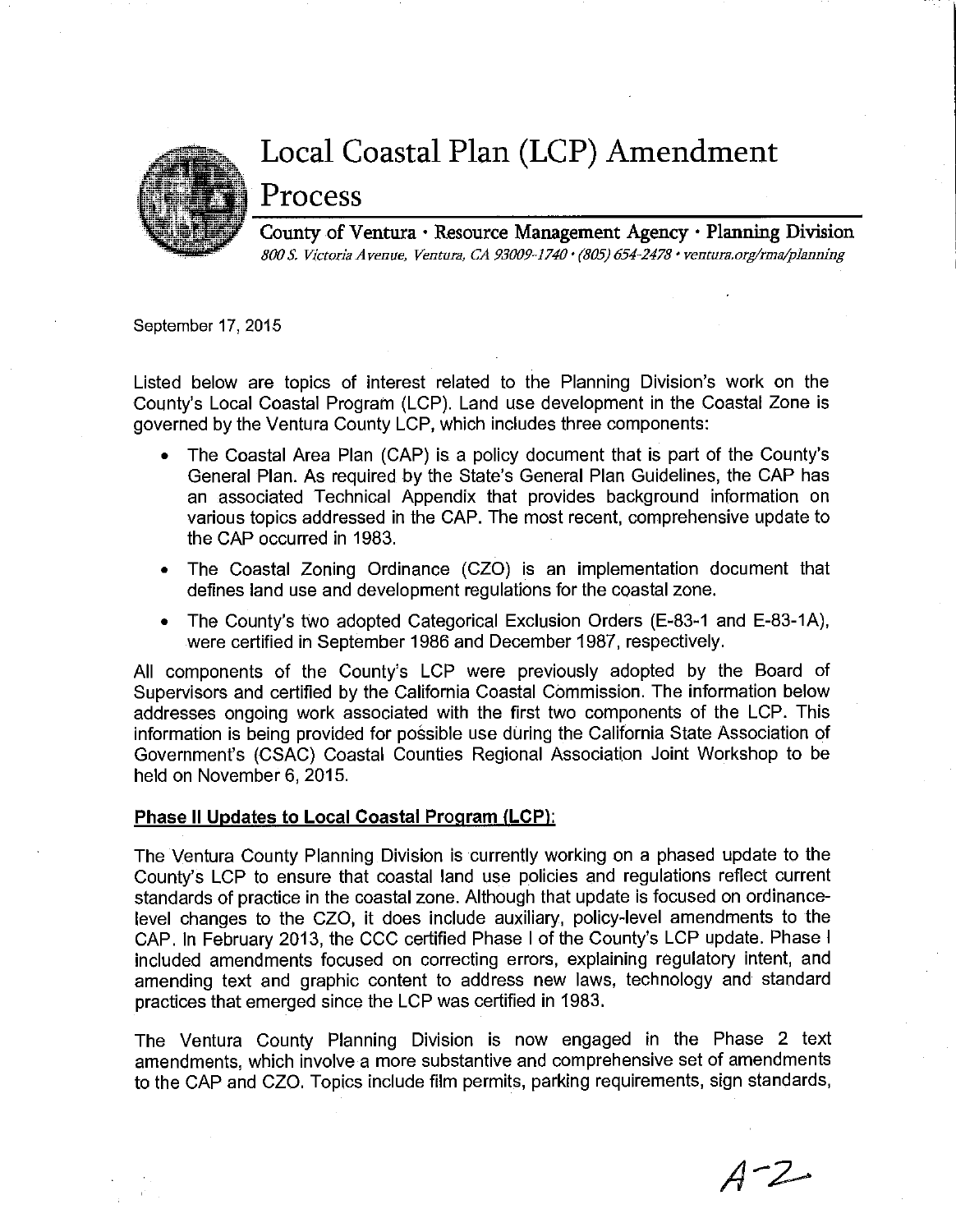# Local Coastal Plan (LCP) Amendment Process

**County of Ventura • Resource Management Agency • Planning Division**

*800 S. Victoria Avenue, Ventura, CA 93009-1740 • (805) 654-2478 • ventura.org/rma/planning*

September 17, 2015

Listed below are topics of interest related to the Planning Division's work on the County's Local Coastal Program (LCP). Land use development in the Coastal Zone is governed by the Ventura County LCP, which includes three components:

- The Coastal Area Plan (CAP) is a policy document that is part of the County's General Plan. As required by the State's General Plan Guidelines, the CAP has an associated Technical Appendix that provides background information on various topics addressed in the CAP. The most recent, comprehensive update to the CAP occurred in 1983.
- The Coastal Zoning Ordinance (CZO) is an implementation document that defines land use and development regulations for the coastal zone.
- The County's two adopted Categorical Exclusion Orders (E-83-1 and E-83-1A), were certified in September 1986 and December 1987, respectively.

All components of the County's LCP were previously adopted by the Board of Supervisors and certified by the California Coastal Commission. The information below addresses ongoing work associated with the first two components of the LCP. This information is being provided for possible use during the California State Association of Government's (CSAC) Coastal Counties Regional Association Joint Workshop to be held on November 6, 2015.

**Phase II Updates to Local Coastal Program (LCP):**

The Ventura County Planning Division is currently working on a phased update to the County's LCP to ensure that coastal land use policies and regulations reflect current standards of practice in the coastal zone. Although that update is focused on ordinance-level changes to the CZO, it does include auxiliary, policy-level amendments to the CAP. In February 2013, the CCC certified Phase I of the County's LCP update. Phase I included amendments focused on correcting errors, explaining regulatory intent, and amending text and graphic content to address new laws, technology and standard practices that emerged since the LCP was certified in 1983.

The Ventura County Planning Division is now engaged in the Phase 2 text amendments, which involve a more substantive and comprehensive set of amendments to the CAP and CZO. Topics include film permits, parking requirements, sign standards,

A-2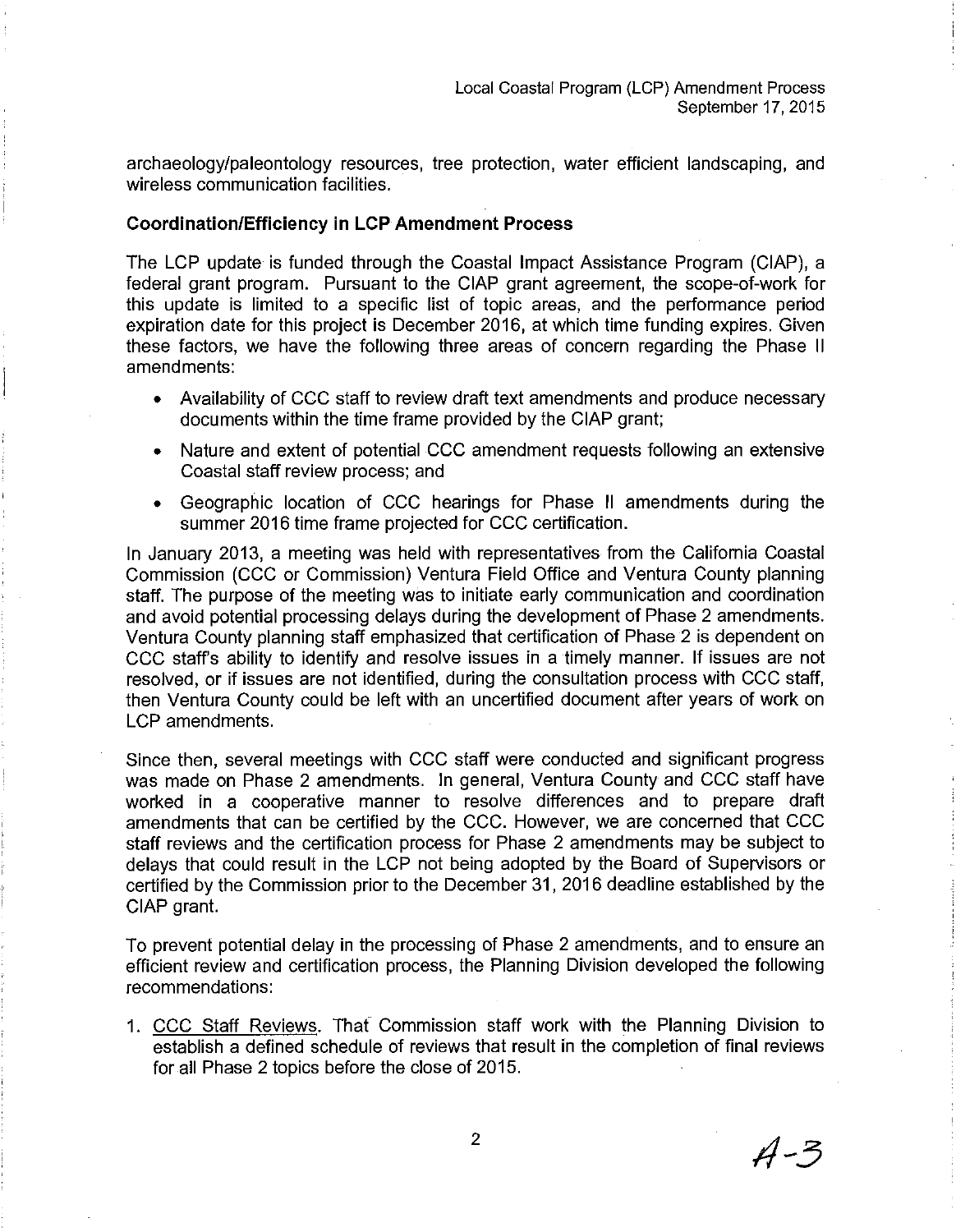archaeology/paleontology resources, tree protection, water efficient landscaping, and wireless communication facilities.

**Coordination/Efficiency in LCP Amendment Process**

The LCP update is funded through the Coastal Impact Assistance Program (CIAP), a federal grant program. Pursuant to the CIAP grant agreement, the scope-of-work for this update is limited to a specific list of topic areas, and the performance period expiration date for this project is December 2016, at which time funding expires. Given these factors, we have the following three areas of concern regarding the Phase II amendments:

- Availability of CCC staff to review draft text amendments and produce necessary documents within the time frame provided by the CIAP grant;
- Nature and extent of potential CCC amendment requests following an extensive Coastal staff review process; and
- Geographic location of CCC hearings for Phase II amendments during the summer 2016 time frame projected for CCC certification.

In January 2013, a meeting was held with representatives from the California Coastal Commission (CCC or Commission) Ventura Field Office and Ventura County planning staff. The purpose of the meeting was to initiate early communication and coordination and avoid potential processing delays during the development of Phase 2 amendments. Ventura County planning staff emphasized that certification of Phase 2 is dependent on CCC staff's ability to identify and resolve issues in a timely manner. If issues are not resolved, or if issues are not identified, during the consultation process with CCC staff, then Ventura County could be left with an uncertified document after years of work on LCP amendments.

Since then, several meetings with CCC staff were conducted and significant progress was made on Phase 2 amendments. In general, Ventura County and CCC staff have worked in a cooperative manner to resolve differences and to prepare draft amendments that can be certified by the CCC. However, we are concerned that CCC staff reviews and the certification process for Phase 2 amendments may be subject to delays that could result in the LCP not being adopted by the Board of Supervisors or certified by the Commission prior to the December 31, 2016 deadline established by the CIAP grant.

To prevent potential delay in the processing of Phase 2 amendments, and to ensure an efficient review and certification process, the Planning Division developed the following recommendations:

1. <u>CCC Staff Reviews</u>. That Commission staff work with the Planning Division to establish a defined schedule of reviews that result in the completion of final reviews for all Phase 2 topics before the close of 2015.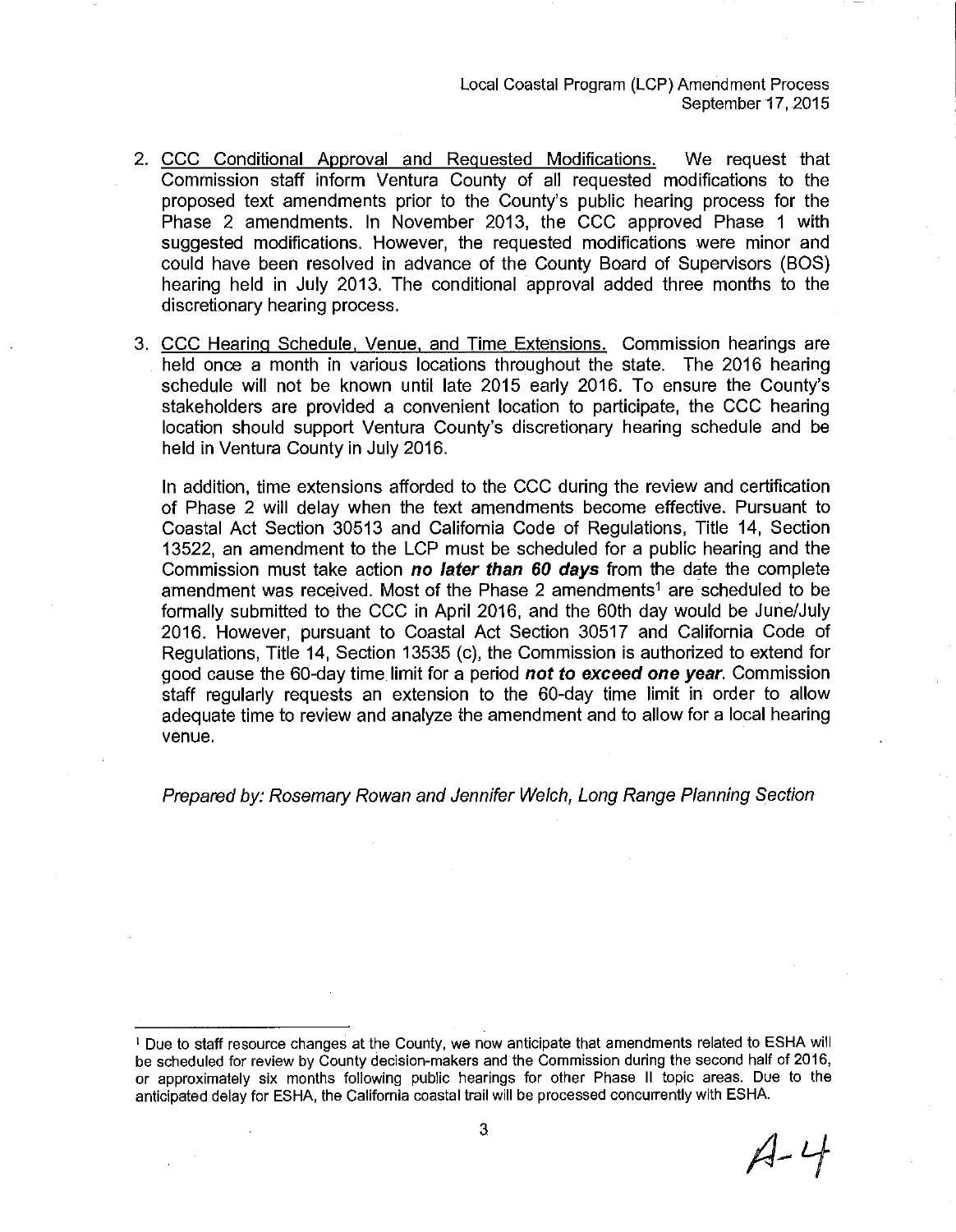2. <u>CCC Conditional Approval and Requested Modifications.</u> We request that Commission staff inform Ventura County of all requested modifications to the proposed text amendments prior to the County's public hearing process for the Phase 2 amendments. In November 2013, the CCC approved Phase 1 with suggested modifications. However, the requested modifications were minor and could have been resolved in advance of the County Board of Supervisors (BOS) hearing held in July 2013. The conditional approval added three months to the discretionary hearing process.

3. <u>CCC Hearing Schedule, Venue, and Time Extensions.</u> Commission hearings are held once a month in various locations throughout the state. The 2016 hearing schedule will not be known until late 2015 early 2016. To ensure the County's stakeholders are provided a convenient location to participate, the CCC hearing location should support Ventura County's discretionary hearing schedule and be held in Ventura County in July 2016.

   In addition, time extensions afforded to the CCC during the review and certification of Phase 2 will delay when the text amendments become effective. Pursuant to Coastal Act Section 30513 and California Code of Regulations, Title 14, Section 13522, an amendment to the LCP must be scheduled for a public hearing and the Commission must take action ***no later than 60 days*** from the date the complete amendment was received. Most of the Phase 2 amendments[1] are scheduled to be formally submitted to the CCC in April 2016, and the 60th day would be June/July 2016. However, pursuant to Coastal Act Section 30517 and California Code of Regulations, Title 14, Section 13535 (c), the Commission is authorized to extend for good cause the 60-day time limit for a period ***not to exceed one year***. Commission staff regularly requests an extension to the 60-day time limit in order to allow adequate time to review and analyze the amendment and to allow for a local hearing venue.

*Prepared by: Rosemary Rowan and Jennifer Welch, Long Range Planning Section*

---

[1] Due to staff resource changes at the County, we now anticipate that amendments related to ESHA will be scheduled for review by County decision-makers and the Commission during the second half of 2016, or approximately six months following public hearings for other Phase II topic areas. Due to the anticipated delay for ESHA, the California coastal trail will be processed concurrently with ESHA.

A-4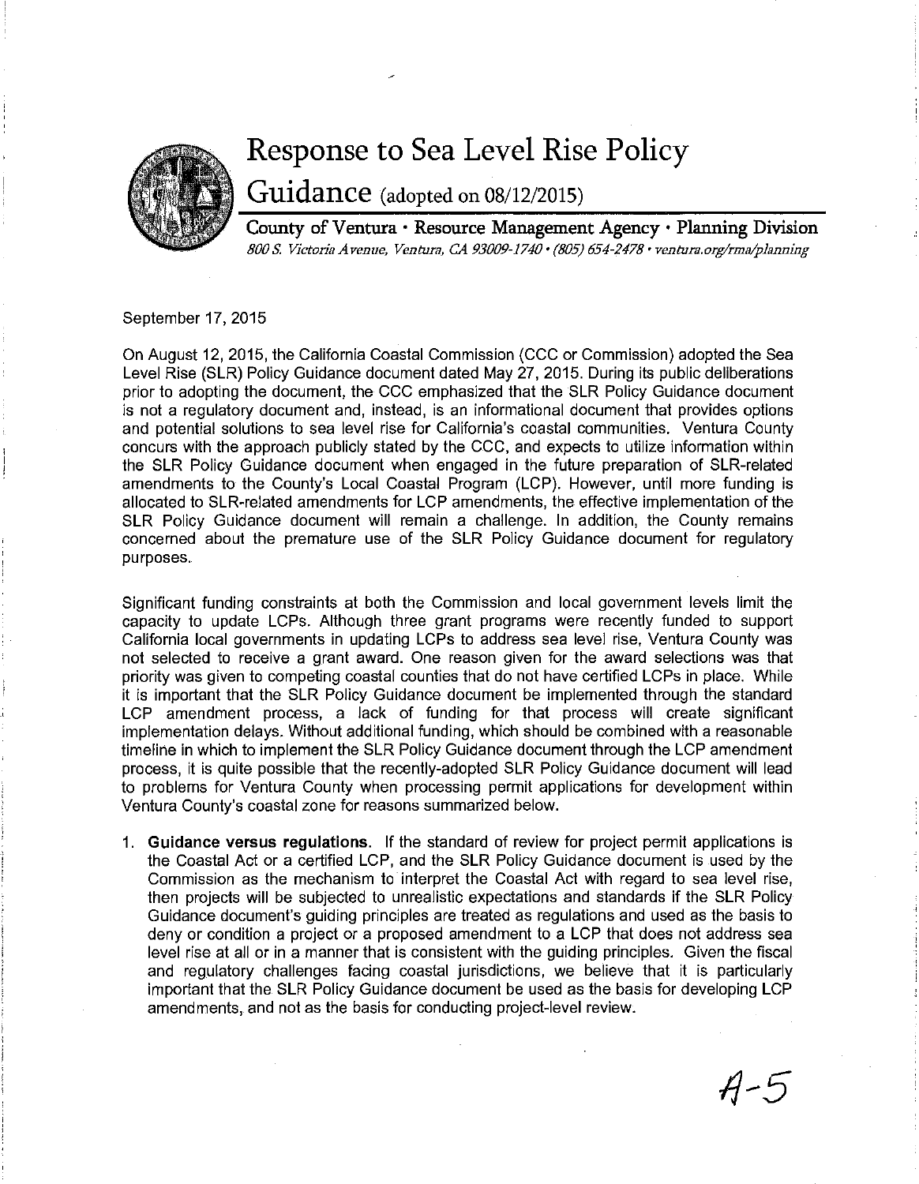# Response to Sea Level Rise Policy Guidance (adopted on 08/12/2015)

**County of Ventura • Resource Management Agency • Planning Division**
*800 S. Victoria Avenue, Ventura, CA 93009-1740 • (805) 654-2478 • ventura.org/rma/planning*

September 17, 2015

On August 12, 2015, the California Coastal Commission (CCC or Commission) adopted the Sea Level Rise (SLR) Policy Guidance document dated May 27, 2015. During its public deliberations prior to adopting the document, the CCC emphasized that the SLR Policy Guidance document is not a regulatory document and, instead, is an informational document that provides options and potential solutions to sea level rise for California's coastal communities. Ventura County concurs with the approach publicly stated by the CCC, and expects to utilize information within the SLR Policy Guidance document when engaged in the future preparation of SLR-related amendments to the County's Local Coastal Program (LCP). However, until more funding is allocated to SLR-related amendments for LCP amendments, the effective implementation of the SLR Policy Guidance document will remain a challenge. In addition, the County remains concerned about the premature use of the SLR Policy Guidance document for regulatory purposes.

Significant funding constraints at both the Commission and local government levels limit the capacity to update LCPs. Although three grant programs were recently funded to support California local governments in updating LCPs to address sea level rise, Ventura County was not selected to receive a grant award. One reason given for the award selections was that priority was given to competing coastal counties that do not have certified LCPs in place. While it is important that the SLR Policy Guidance document be implemented through the standard LCP amendment process, a lack of funding for that process will create significant implementation delays. Without additional funding, which should be combined with a reasonable timeline in which to implement the SLR Policy Guidance document through the LCP amendment process, it is quite possible that the recently-adopted SLR Policy Guidance document will lead to problems for Ventura County when processing permit applications for development within Ventura County's coastal zone for reasons summarized below.

1. **Guidance versus regulations**. If the standard of review for project permit applications is the Coastal Act or a certified LCP, and the SLR Policy Guidance document is used by the Commission as the mechanism to interpret the Coastal Act with regard to sea level rise, then projects will be subjected to unrealistic expectations and standards if the SLR Policy Guidance document's guiding principles are treated as regulations and used as the basis to deny or condition a project or a proposed amendment to a LCP that does not address sea level rise at all or in a manner that is consistent with the guiding principles. Given the fiscal and regulatory challenges facing coastal jurisdictions, we believe that it is particularly important that the SLR Policy Guidance document be used as the basis for developing LCP amendments, and not as the basis for conducting project-level review.

A-5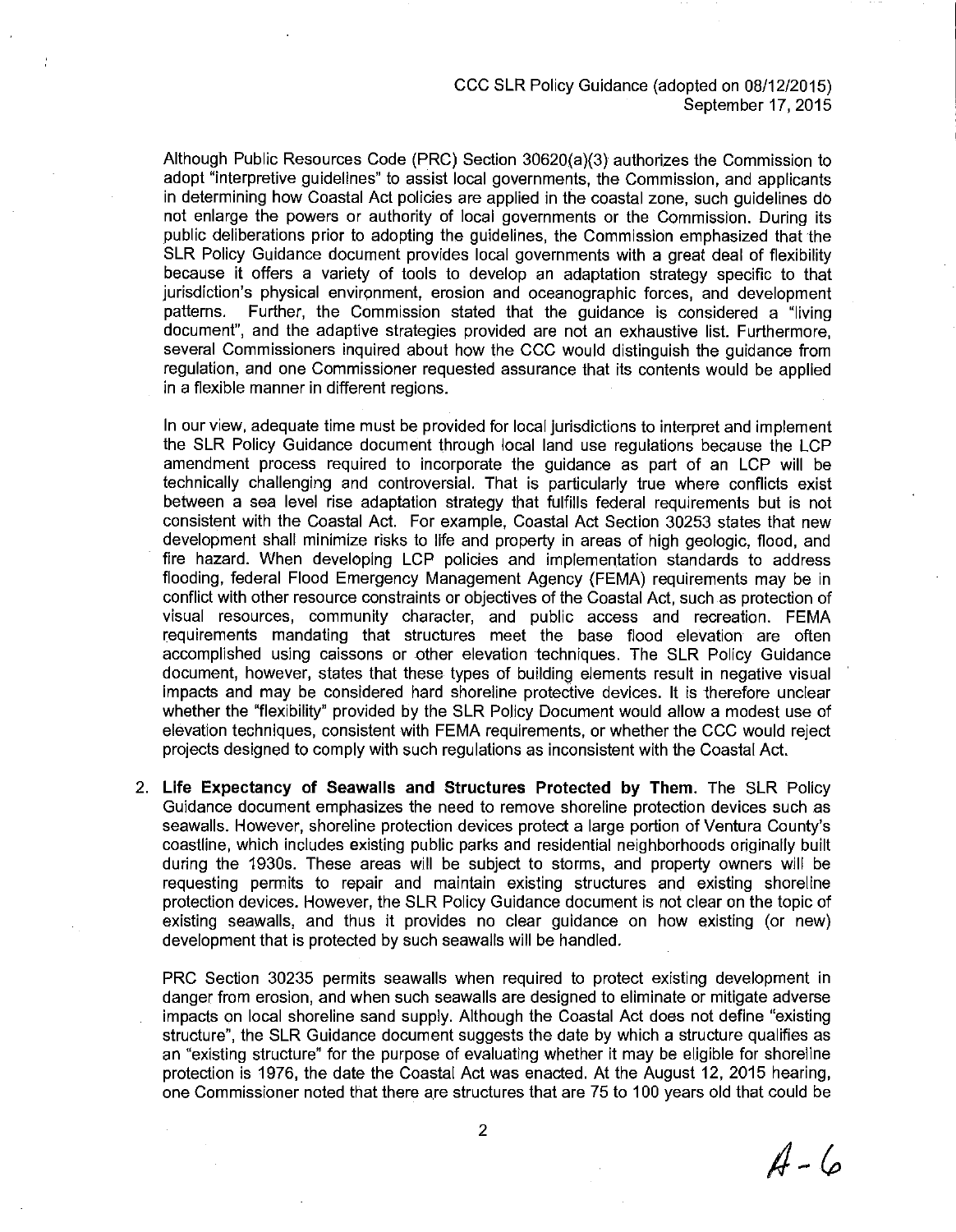Although Public Resources Code (PRC) Section 30620(a)(3) authorizes the Commission to adopt "interpretive guidelines" to assist local governments, the Commission, and applicants in determining how Coastal Act policies are applied in the coastal zone, such guidelines do not enlarge the powers or authority of local governments or the Commission. During its public deliberations prior to adopting the guidelines, the Commission emphasized that the SLR Policy Guidance document provides local governments with a great deal of flexibility because it offers a variety of tools to develop an adaptation strategy specific to that jurisdiction's physical environment, erosion and oceanographic forces, and development patterns. Further, the Commission stated that the guidance is considered a "living document", and the adaptive strategies provided are not an exhaustive list. Furthermore, several Commissioners inquired about how the CCC would distinguish the guidance from regulation, and one Commissioner requested assurance that its contents would be applied in a flexible manner in different regions.

In our view, adequate time must be provided for local jurisdictions to interpret and implement the SLR Policy Guidance document through local land use regulations because the LCP amendment process required to incorporate the guidance as part of an LCP will be technically challenging and controversial. That is particularly true where conflicts exist between a sea level rise adaptation strategy that fulfills federal requirements but is not consistent with the Coastal Act. For example, Coastal Act Section 30253 states that new development shall minimize risks to life and property in areas of high geologic, flood, and fire hazard. When developing LCP policies and implementation standards to address flooding, federal Flood Emergency Management Agency (FEMA) requirements may be in conflict with other resource constraints or objectives of the Coastal Act, such as protection of visual resources, community character, and public access and recreation. FEMA requirements mandating that structures meet the base flood elevation are often accomplished using caissons or other elevation techniques. The SLR Policy Guidance document, however, states that these types of building elements result in negative visual impacts and may be considered hard shoreline protective devices. It is therefore unclear whether the "flexibility" provided by the SLR Policy Document would allow a modest use of elevation techniques, consistent with FEMA requirements, or whether the CCC would reject projects designed to comply with such regulations as inconsistent with the Coastal Act.

2. **Life Expectancy of Seawalls and Structures Protected by Them.** The SLR Policy Guidance document emphasizes the need to remove shoreline protection devices such as seawalls. However, shoreline protection devices protect a large portion of Ventura County's coastline, which includes existing public parks and residential neighborhoods originally built during the 1930s. These areas will be subject to storms, and property owners will be requesting permits to repair and maintain existing structures and existing shoreline protection devices. However, the SLR Policy Guidance document is not clear on the topic of existing seawalls, and thus it provides no clear guidance on how existing (or new) development that is protected by such seawalls will be handled.

   PRC Section 30235 permits seawalls when required to protect existing development in danger from erosion, and when such seawalls are designed to eliminate or mitigate adverse impacts on local shoreline sand supply. Although the Coastal Act does not define "existing structure", the SLR Guidance document suggests the date by which a structure qualifies as an "existing structure" for the purpose of evaluating whether it may be eligible for shoreline protection is 1976, the date the Coastal Act was enacted. At the August 12, 2015 hearing, one Commissioner noted that there are structures that are 75 to 100 years old that could be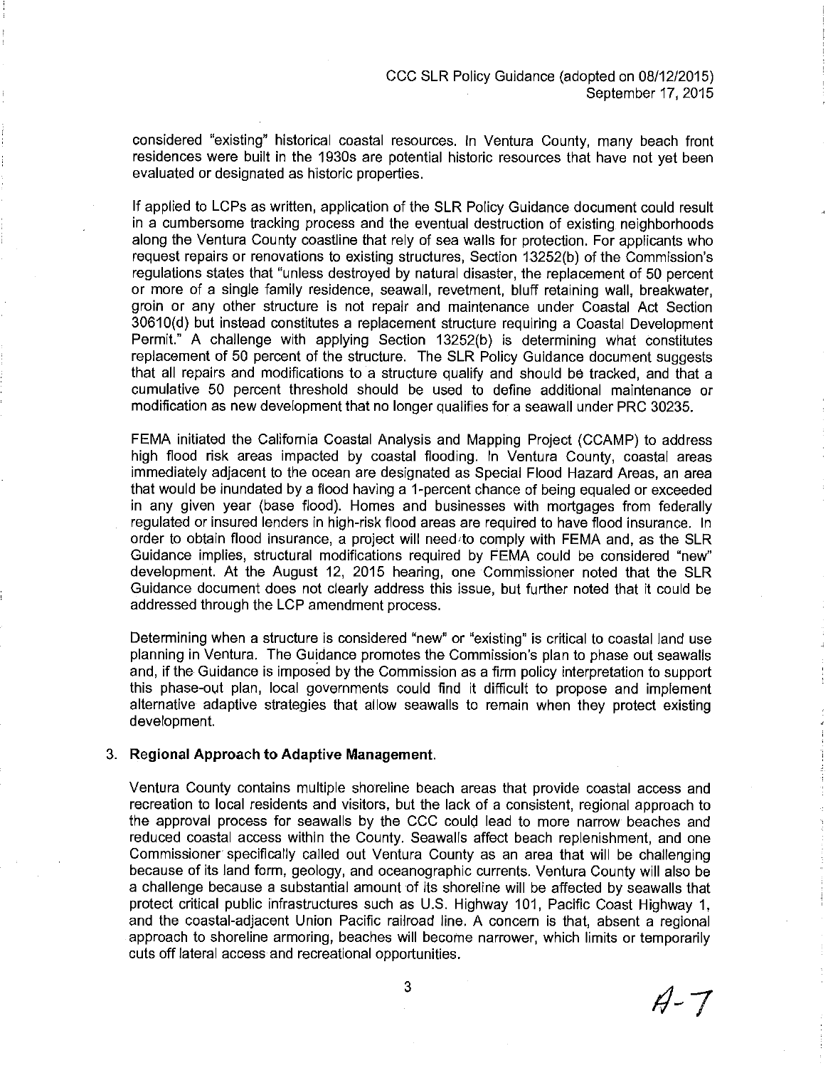considered "existing" historical coastal resources. In Ventura County, many beach front residences were built in the 1930s are potential historic resources that have not yet been evaluated or designated as historic properties.

If applied to LCPs as written, application of the SLR Policy Guidance document could result in a cumbersome tracking process and the eventual destruction of existing neighborhoods along the Ventura County coastline that rely of sea walls for protection. For applicants who request repairs or renovations to existing structures, Section 13252(b) of the Commission's regulations states that "unless destroyed by natural disaster, the replacement of 50 percent or more of a single family residence, seawall, revetment, bluff retaining wall, breakwater, groin or any other structure is not repair and maintenance under Coastal Act Section 30610(d) but instead constitutes a replacement structure requiring a Coastal Development Permit." A challenge with applying Section 13252(b) is determining what constitutes replacement of 50 percent of the structure. The SLR Policy Guidance document suggests that all repairs and modifications to a structure qualify and should be tracked, and that a cumulative 50 percent threshold should be used to define additional maintenance or modification as new development that no longer qualifies for a seawall under PRC 30235.

FEMA initiated the California Coastal Analysis and Mapping Project (CCAMP) to address high flood risk areas impacted by coastal flooding. In Ventura County, coastal areas immediately adjacent to the ocean are designated as Special Flood Hazard Areas, an area that would be inundated by a flood having a 1-percent chance of being equaled or exceeded in any given year (base flood). Homes and businesses with mortgages from federally regulated or insured lenders in high-risk flood areas are required to have flood insurance. In order to obtain flood insurance, a project will need to comply with FEMA and, as the SLR Guidance implies, structural modifications required by FEMA could be considered "new" development. At the August 12, 2015 hearing, one Commissioner noted that the SLR Guidance document does not clearly address this issue, but further noted that it could be addressed through the LCP amendment process.

Determining when a structure is considered "new" or "existing" is critical to coastal land use planning in Ventura. The Guidance promotes the Commission's plan to phase out seawalls and, if the Guidance is imposed by the Commission as a firm policy interpretation to support this phase-out plan, local governments could find it difficult to propose and implement alternative adaptive strategies that allow seawalls to remain when they protect existing development.

3. **Regional Approach to Adaptive Management.**

   Ventura County contains multiple shoreline beach areas that provide coastal access and recreation to local residents and visitors, but the lack of a consistent, regional approach to the approval process for seawalls by the CCC could lead to more narrow beaches and reduced coastal access within the County. Seawalls affect beach replenishment, and one Commissioner specifically called out Ventura County as an area that will be challenging because of its land form, geology, and oceanographic currents. Ventura County will also be a challenge because a substantial amount of its shoreline will be affected by seawalls that protect critical public infrastructures such as U.S. Highway 101, Pacific Coast Highway 1, and the coastal-adjacent Union Pacific railroad line. A concern is that, absent a regional approach to shoreline armoring, beaches will become narrower, which limits or temporarily cuts off lateral access and recreational opportunities.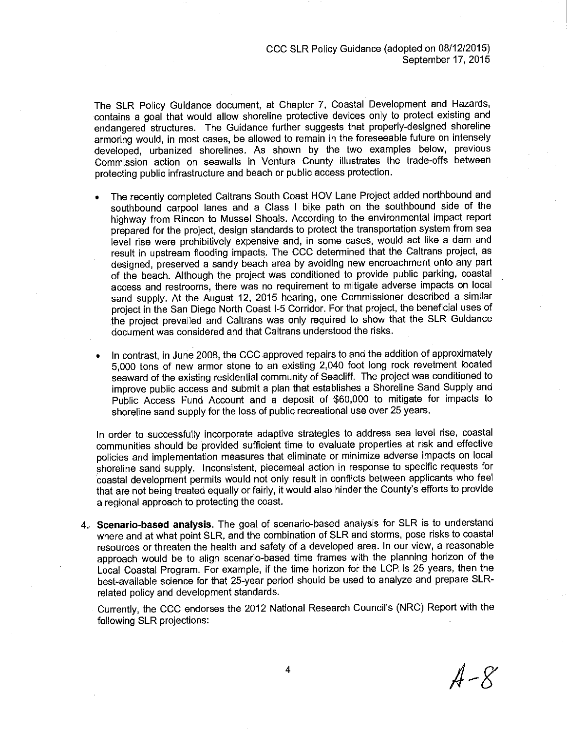The SLR Policy Guidance document, at Chapter 7, Coastal Development and Hazards, contains a goal that would allow shoreline protective devices only to protect existing and endangered structures. The Guidance further suggests that properly-designed shoreline armoring would, in most cases, be allowed to remain in the foreseeable future on intensely developed, urbanized shorelines. As shown by the two examples below, previous Commission action on seawalls in Ventura County illustrates the trade-offs between protecting public infrastructure and beach or public access protection.

- The recently completed Caltrans South Coast HOV Lane Project added northbound and southbound carpool lanes and a Class I bike path on the southbound side of the highway from Rincon to Mussel Shoals. According to the environmental impact report prepared for the project, design standards to protect the transportation system from sea level rise were prohibitively expensive and, in some cases, would act like a dam and result in upstream flooding impacts. The CCC determined that the Caltrans project, as designed, preserved a sandy beach area by avoiding new encroachment onto any part of the beach. Although the project was conditioned to provide public parking, coastal access and restrooms, there was no requirement to mitigate adverse impacts on local sand supply. At the August 12, 2015 hearing, one Commissioner described a similar project in the San Diego North Coast I-5 Corridor. For that project, the beneficial uses of the project prevailed and Caltrans was only required to show that the SLR Guidance document was considered and that Caltrans understood the risks.

- In contrast, in June 2008, the CCC approved repairs to and the addition of approximately 5,000 tons of new armor stone to an existing 2,040 foot long rock revetment located seaward of the existing residential community of Seacliff. The project was conditioned to improve public access and submit a plan that establishes a Shoreline Sand Supply and Public Access Fund Account and a deposit of $60,000 to mitigate for impacts to shoreline sand supply for the loss of public recreational use over 25 years.

In order to successfully incorporate adaptive strategies to address sea level rise, coastal communities should be provided sufficient time to evaluate properties at risk and effective policies and implementation measures that eliminate or minimize adverse impacts on local shoreline sand supply. Inconsistent, piecemeal action in response to specific requests for coastal development permits would not only result in conflicts between applicants who feel that are not being treated equally or fairly, it would also hinder the County's efforts to provide a regional approach to protecting the coast.

4. **Scenario-based analysis**. The goal of scenario-based analysis for SLR is to understand where and at what point SLR, and the combination of SLR and storms, pose risks to coastal resources or threaten the health and safety of a developed area. In our view, a reasonable approach would be to align scenario-based time frames with the planning horizon of the Local Coastal Program. For example, if the time horizon for the LCP is 25 years, then the best-available science for that 25-year period should be used to analyze and prepare SLR-related policy and development standards.

   Currently, the CCC endorses the 2012 National Research Council's (NRC) Report with the following SLR projections: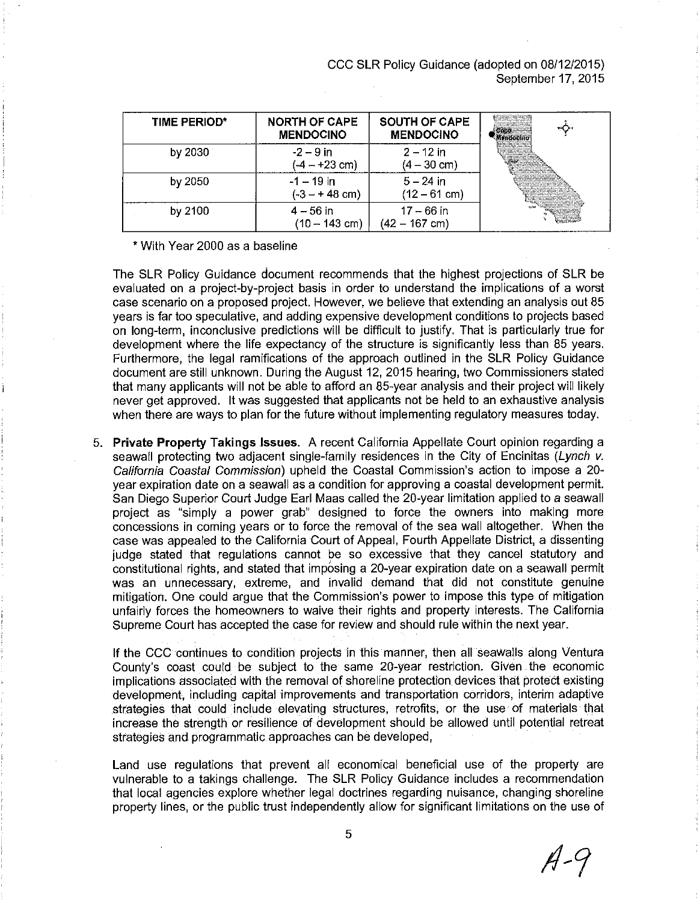| TIME PERIOD* | NORTH OF CAPE MENDOCINO | SOUTH OF CAPE MENDOCINO |
|---|---|---|
| by 2030 | -2 – 9 in (-4 – +23 cm) | 2 – 12 in (4 – 30 cm) |
| by 2050 | -1 – 19 in (-3 – + 48 cm) | 5 – 24 in (12 – 61 cm) |
| by 2100 | 4 – 56 in (10 – 143 cm) | 17 – 66 in (42 – 167 cm) |

\* With Year 2000 as a baseline

The SLR Policy Guidance document recommends that the highest projections of SLR be evaluated on a project-by-project basis in order to understand the implications of a worst case scenario on a proposed project. However, we believe that extending an analysis out 85 years is far too speculative, and adding expensive development conditions to projects based on long-term, inconclusive predictions will be difficult to justify. That is particularly true for development where the life expectancy of the structure is significantly less than 85 years. Furthermore, the legal ramifications of the approach outlined in the SLR Policy Guidance document are still unknown. During the August 12, 2015 hearing, two Commissioners stated that many applicants will not be able to afford an 85-year analysis and their project will likely never get approved. It was suggested that applicants not be held to an exhaustive analysis when there are ways to plan for the future without implementing regulatory measures today.

5. **Private Property Takings Issues.** A recent California Appellate Court opinion regarding a seawall protecting two adjacent single-family residences in the City of Encinitas (*Lynch v. California Coastal Commission*) upheld the Coastal Commission's action to impose a 20-year expiration date on a seawall as a condition for approving a coastal development permit. San Diego Superior Court Judge Earl Maas called the 20-year limitation applied to a seawall project as "simply a power grab" designed to force the owners into making more concessions in coming years or to force the removal of the sea wall altogether. When the case was appealed to the California Court of Appeal, Fourth Appellate District, a dissenting judge stated that regulations cannot be so excessive that they cancel statutory and constitutional rights, and stated that imposing a 20-year expiration date on a seawall permit was an unnecessary, extreme, and invalid demand that did not constitute genuine mitigation. One could argue that the Commission's power to impose this type of mitigation unfairly forces the homeowners to waive their rights and property interests. The California Supreme Court has accepted the case for review and should rule within the next year.

   If the CCC continues to condition projects in this manner, then all seawalls along Ventura County's coast could be subject to the same 20-year restriction. Given the economic implications associated with the removal of shoreline protection devices that protect existing development, including capital improvements and transportation corridors, interim adaptive strategies that could include elevating structures, retrofits, or the use of materials that increase the strength or resilience of development should be allowed until potential retreat strategies and programmatic approaches can be developed,

   Land use regulations that prevent all economical beneficial use of the property are vulnerable to a takings challenge. The SLR Policy Guidance includes a recommendation that local agencies explore whether legal doctrines regarding nuisance, changing shoreline property lines, or the public trust independently allow for significant limitations on the use of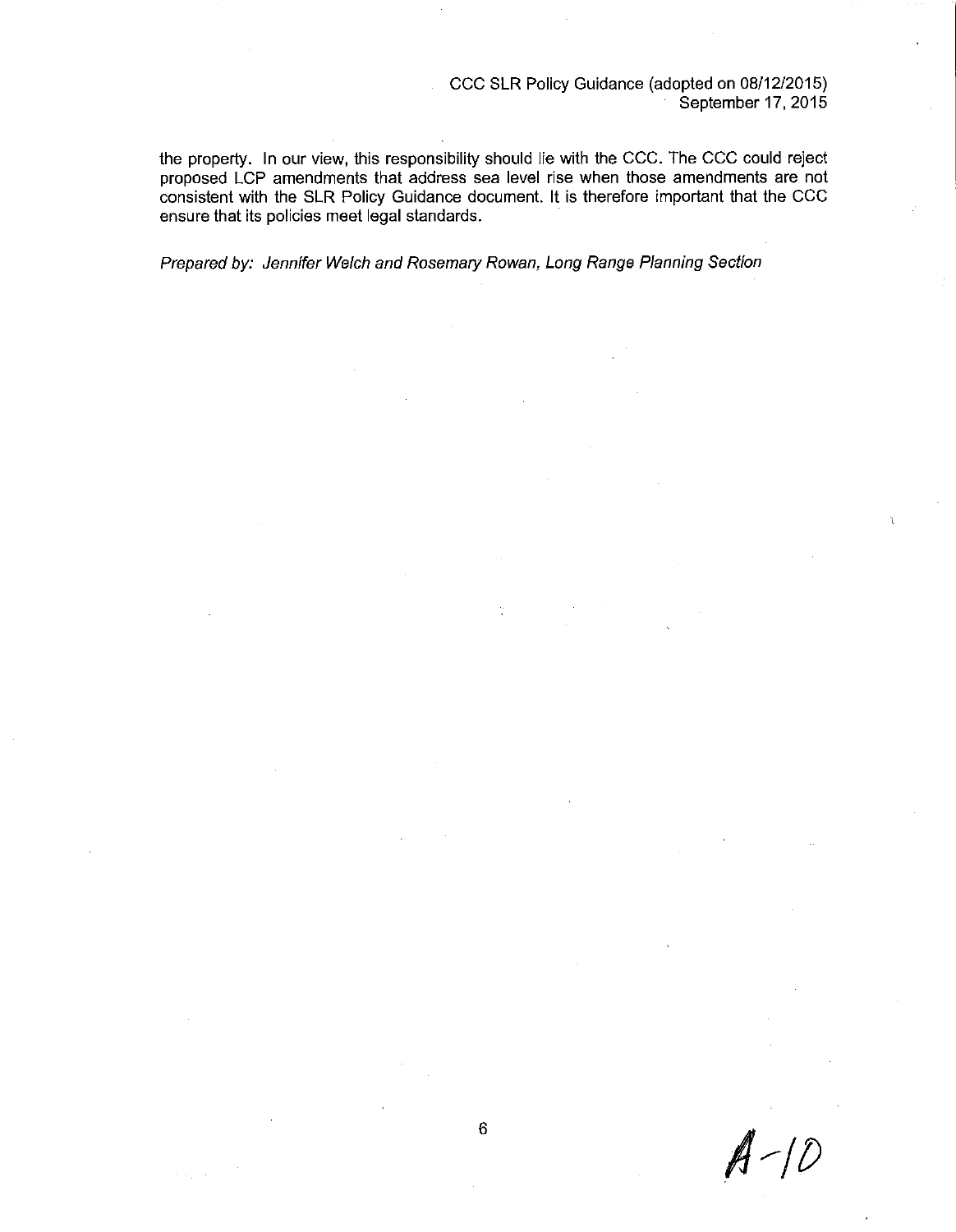the property. In our view, this responsibility should lie with the CCC. The CCC could reject proposed LCP amendments that address sea level rise when those amendments are not consistent with the SLR Policy Guidance document. It is therefore important that the CCC ensure that its policies meet legal standards.

*Prepared by: Jennifer Welch and Rosemary Rowan, Long Range Planning Section*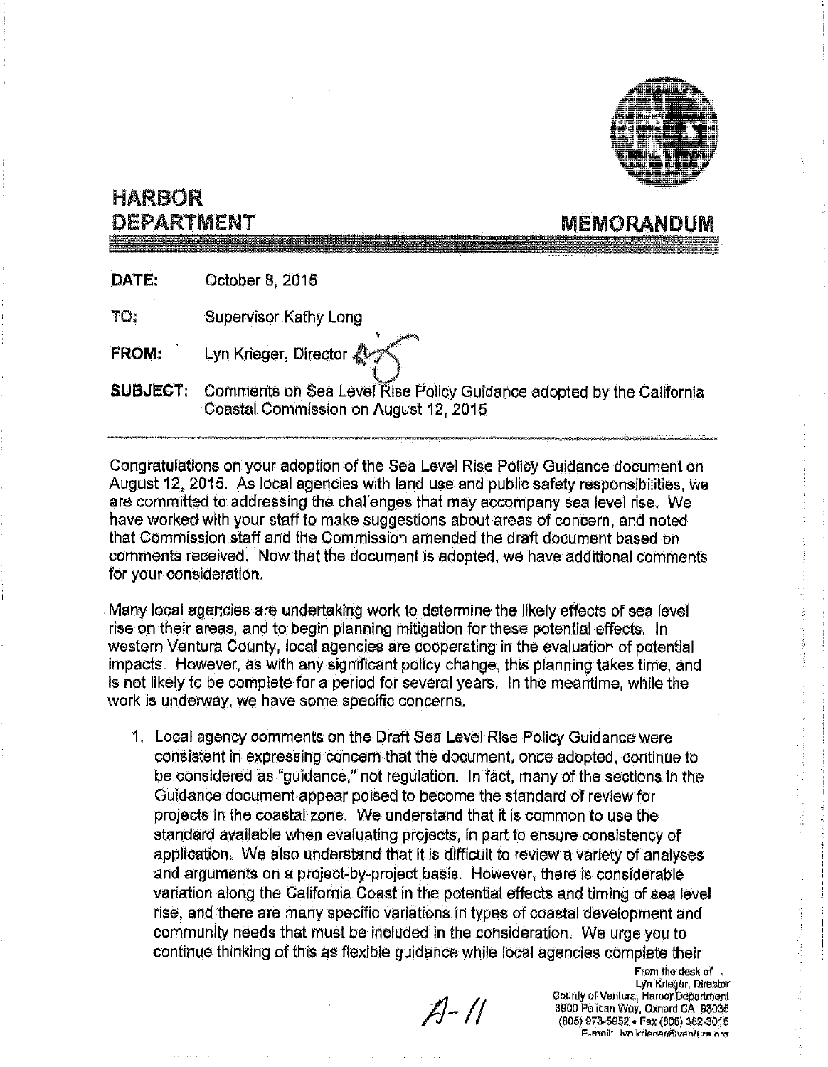# HARBOR DEPARTMENT

# MEMORANDUM

**DATE:** October 8, 2015

**TO:** Supervisor Kathy Long

**FROM:** Lyn Krieger, Director

**SUBJECT:** Comments on Sea Level Rise Policy Guidance adopted by the California Coastal Commission on August 12, 2015

---

Congratulations on your adoption of the Sea Level Rise Policy Guidance document on August 12, 2015. As local agencies with land use and public safety responsibilities, we are committed to addressing the challenges that may accompany sea level rise. We have worked with your staff to make suggestions about areas of concern, and noted that Commission staff and the Commission amended the draft document based on comments received. Now that the document is adopted, we have additional comments for your consideration.

Many local agencies are undertaking work to determine the likely effects of sea level rise on their areas, and to begin planning mitigation for these potential effects. In western Ventura County, local agencies are cooperating in the evaluation of potential impacts. However, as with any significant policy change, this planning takes time, and is not likely to be complete for a period for several years. In the meantime, while the work is underway, we have some specific concerns.

1. Local agency comments on the Draft Sea Level Rise Policy Guidance were consistent in expressing concern that the document, once adopted, continue to be considered as "guidance," not regulation. In fact, many of the sections in the Guidance document appear poised to become the standard of review for projects in the coastal zone. We understand that it is common to use the standard available when evaluating projects, in part to ensure consistency of application. We also understand that it is difficult to review a variety of analyses and arguments on a project-by-project basis. However, there is considerable variation along the California Coast in the potential effects and timing of sea level rise, and there are many specific variations in types of coastal development and community needs that must be included in the consideration. We urge you to continue thinking of this as flexible guidance while local agencies complete their

A-11

From the desk of . . .
Lyn Krieger, Director
County of Ventura, Harbor Department
3900 Pelican Way, Oxnard CA 93035
(805) 973-5952 • Fax (805) 382-3015
E-mail: lyn.krieger@ventura.org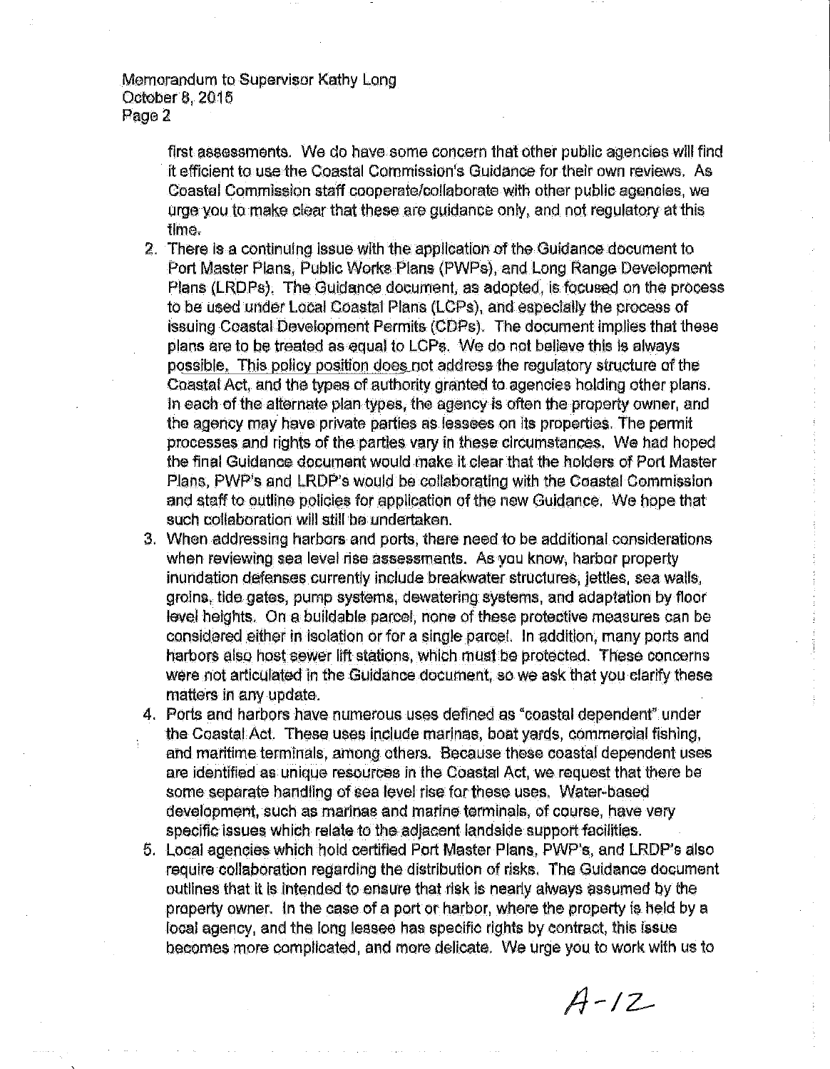first assessments. We do have some concern that other public agencies will find it efficient to use the Coastal Commission's Guidance for their own reviews. As Coastal Commission staff cooperate/collaborate with other public agencies, we urge you to make clear that these are guidance only, and not regulatory at this time.

2. There is a continuing issue with the application of the Guidance document to Port Master Plans, Public Works Plans (PWPs), and Long Range Development Plans (LRDPs). The Guidance document, as adopted, is focused on the process to be used under Local Coastal Plans (LCPs), and especially the process of issuing Coastal Development Permits (CDPs). The document implies that these plans are to be treated as equal to LCPs. We do not believe this is always possible. This policy position does not address the regulatory structure of the Coastal Act, and the types of authority granted to agencies holding other plans. In each of the alternate plan types, the agency is often the property owner, and the agency may have private parties as lessees on its properties. The permit processes and rights of the parties vary in these circumstances. We had hoped the final Guidance document would make it clear that the holders of Port Master Plans, PWP's and LRDP's would be collaborating with the Coastal Commission and staff to outline policies for application of the new Guidance. We hope that such collaboration will still be undertaken.
3. When addressing harbors and ports, there need to be additional considerations when reviewing sea level rise assessments. As you know, harbor property inundation defenses currently include breakwater structures, jetties, sea walls, groins, tide gates, pump systems, dewatering systems, and adaptation by floor level heights. On a buildable parcel, none of these protective measures can be considered either in isolation or for a single parcel. In addition, many ports and harbors also host sewer lift stations, which must be protected. These concerns were not articulated in the Guidance document, so we ask that you clarify these matters in any update.
4. Ports and harbors have numerous uses defined as "coastal dependent" under the Coastal Act. These uses include marinas, boat yards, commercial fishing, and maritime terminals, among others. Because these coastal dependent uses are identified as unique resources in the Coastal Act, we request that there be some separate handling of sea level rise for these uses. Water-based development, such as marinas and marine terminals, of course, have very specific issues which relate to the adjacent landside support facilities.
5. Local agencies which hold certified Port Master Plans, PWP's, and LRDP's also require collaboration regarding the distribution of risks. The Guidance document outlines that it is intended to ensure that risk is nearly always assumed by the property owner. In the case of a port or harbor, where the property is held by a local agency, and the long lessee has specific rights by contract, this issue becomes more complicated, and more delicate. We urge you to work with us to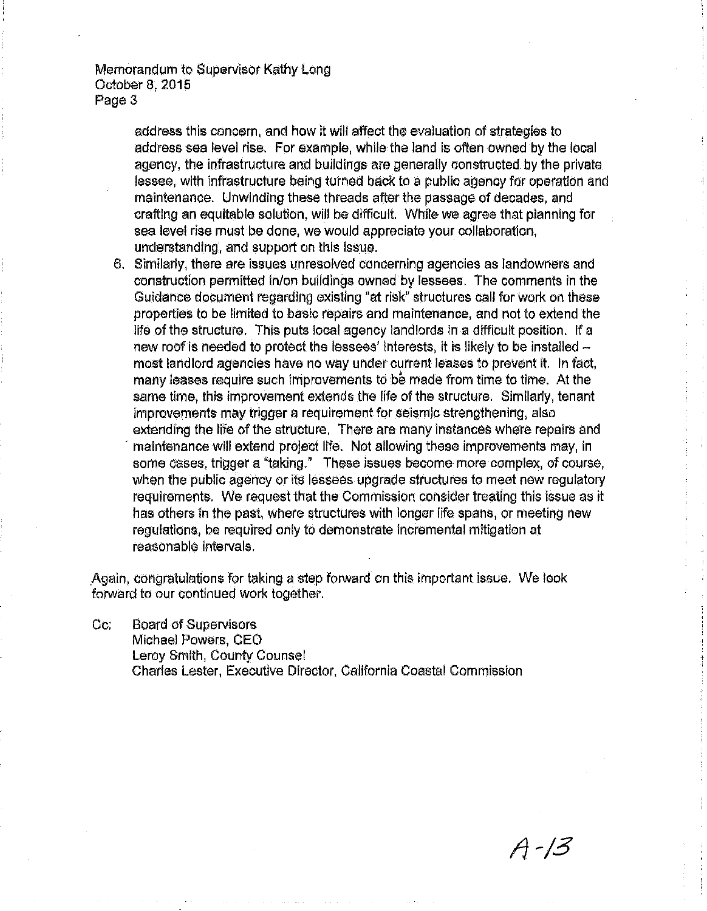address this concern, and how it will affect the evaluation of strategies to address sea level rise. For example, while the land is often owned by the local agency, the infrastructure and buildings are generally constructed by the private lessee, with infrastructure being turned back to a public agency for operation and maintenance. Unwinding these threads after the passage of decades, and crafting an equitable solution, will be difficult. While we agree that planning for sea level rise must be done, we would appreciate your collaboration, understanding, and support on this issue.

6. Similarly, there are issues unresolved concerning agencies as landowners and construction permitted in/on buildings owned by lessees. The comments in the Guidance document regarding existing "at risk" structures call for work on these properties to be limited to basic repairs and maintenance, and not to extend the life of the structure. This puts local agency landlords in a difficult position. If a new roof is needed to protect the lessees' interests, it is likely to be installed – most landlord agencies have no way under current leases to prevent it. In fact, many leases require such improvements to be made from time to time. At the same time, this improvement extends the life of the structure. Similarly, tenant improvements may trigger a requirement for seismic strengthening, also extending the life of the structure. There are many instances where repairs and maintenance will extend project life. Not allowing these improvements may, in some cases, trigger a "taking." These issues become more complex, of course, when the public agency or its lessees upgrade structures to meet new regulatory requirements. We request that the Commission consider treating this issue as it has others in the past, where structures with longer life spans, or meeting new regulations, be required only to demonstrate incremental mitigation at reasonable intervals.

Again, congratulations for taking a step forward on this important issue. We look forward to our continued work together.

Cc: Board of Supervisors
Michael Powers, CEO
Leroy Smith, County Counsel
Charles Lester, Executive Director, California Coastal Commission

A-13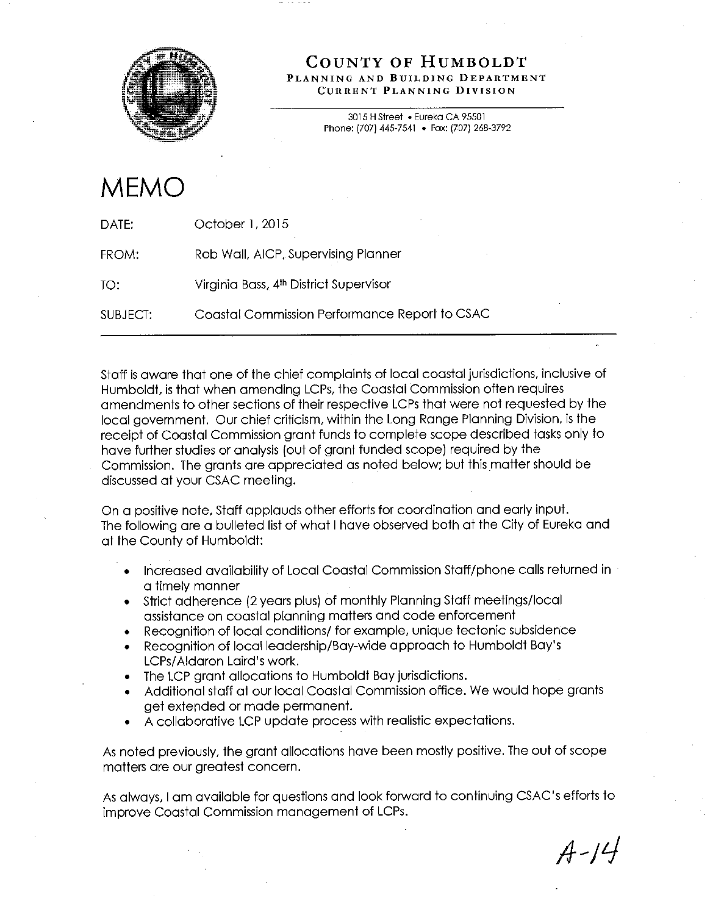# COUNTY OF HUMBOLDT

**PLANNING AND BUILDING DEPARTMENT**
**CURRENT PLANNING DIVISION**

3015 H Street • Eureka CA 95501
Phone: (707) 445-7541 • Fax: (707) 268-3792

# MEMO

DATE: October 1, 2015

FROM: Rob Wall, AICP, Supervising Planner

TO: Virginia Bass, 4th District Supervisor

SUBJECT: Coastal Commission Performance Report to CSAC

Staff is aware that one of the chief complaints of local coastal jurisdictions, inclusive of Humboldt, is that when amending LCPs, the Coastal Commission often requires amendments to other sections of their respective LCPs that were not requested by the local government. Our chief criticism, within the Long Range Planning Division, is the receipt of Coastal Commission grant funds to complete scope described tasks only to have further studies or analysis (out of grant funded scope) required by the Commission. The grants are appreciated as noted below; but this matter should be discussed at your CSAC meeting.

On a positive note, Staff applauds other efforts for coordination and early input. The following are a bulleted list of what I have observed both at the City of Eureka and at the County of Humboldt:

- Increased availability of Local Coastal Commission Staff/phone calls returned in a timely manner
- Strict adherence (2 years plus) of monthly Planning Staff meetings/local assistance on coastal planning matters and code enforcement
- Recognition of local conditions/ for example, unique tectonic subsidence
- Recognition of local leadership/Bay-wide approach to Humboldt Bay's LCPs/Aldaron Laird's work.
- The LCP grant allocations to Humboldt Bay jurisdictions.
- Additional staff at our local Coastal Commission office. We would hope grants get extended or made permanent.
- A collaborative LCP update process with realistic expectations.

As noted previously, the grant allocations have been mostly positive. The out of scope matters are our greatest concern.

As always, I am available for questions and look forward to continuing CSAC's efforts to improve Coastal Commission management of LCPs.

A-14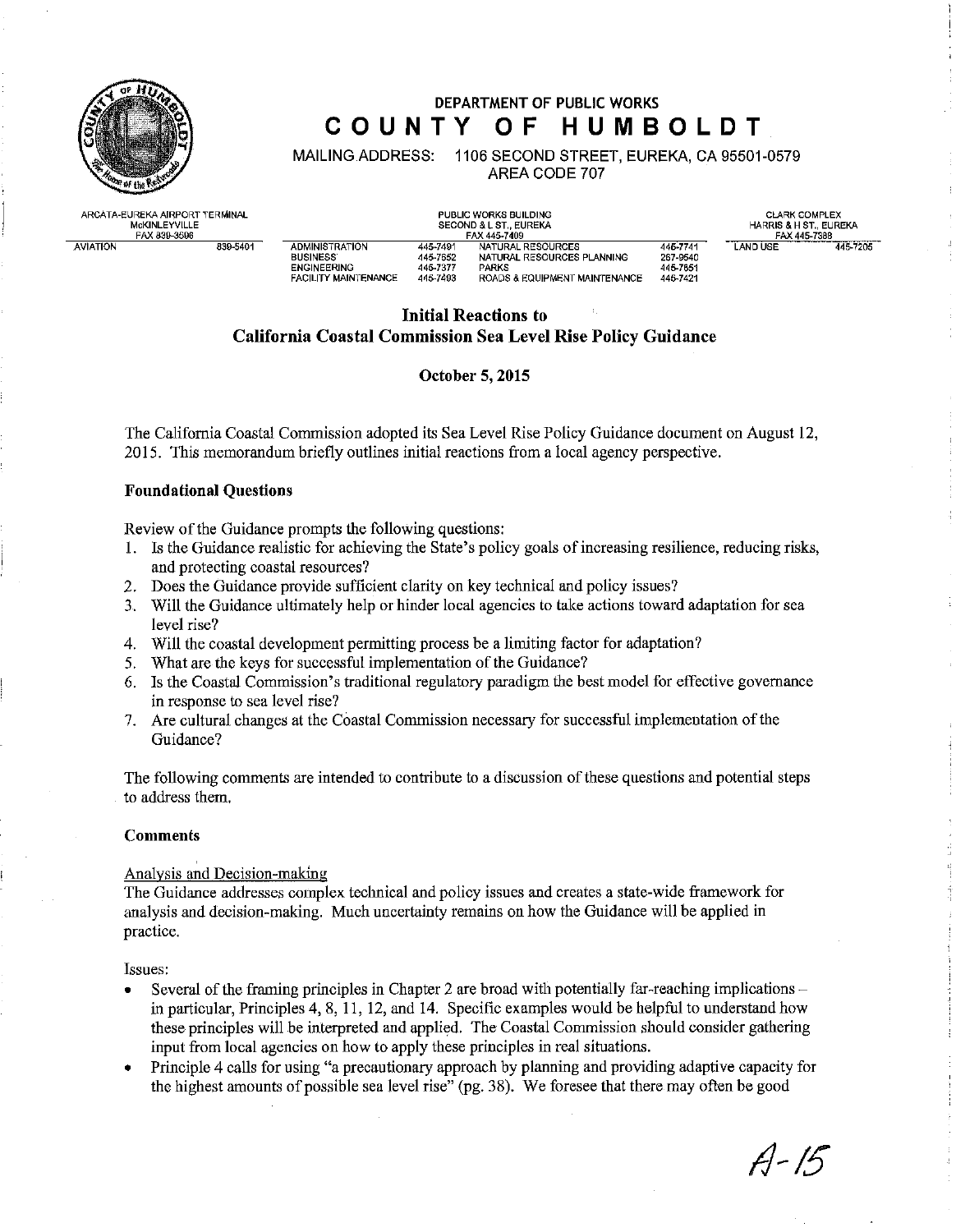# DEPARTMENT OF PUBLIC WORKS
# COUNTY OF HUMBOLDT

MAILING ADDRESS: 1106 SECOND STREET, EUREKA, CA 95501-0579
AREA CODE 707

| ARCATA-EUREKA AIRPORT TERMINAL McKINLEYVILLE FAX 839-3596 | | PUBLIC WORKS BUILDING SECOND & L ST., EUREKA FAX 445-7409 | | | | CLARK COMPLEX HARRIS & H ST., EUREKA FAX 445-7388 | |
|---|---|---|---|---|---|---|---|
| AVIATION | 839-5401 | ADMINISTRATION | 445-7491 | NATURAL RESOURCES | 445-7741 | LAND USE | 445-7205 |
| | | BUSINESS | 445-7652 | NATURAL RESOURCES PLANNING | 267-9540 | | |
| | | ENGINEERING | 445-7377 | PARKS | 445-7651 | | |
| | | FACILITY MAINTENANCE | 445-7493 | ROADS & EQUIPMENT MAINTENANCE | 445-7421 | | |

## Initial Reactions to California Coastal Commission Sea Level Rise Policy Guidance

**October 5, 2015**

The California Coastal Commission adopted its Sea Level Rise Policy Guidance document on August 12, 2015. This memorandum briefly outlines initial reactions from a local agency perspective.

### Foundational Questions

Review of the Guidance prompts the following questions:

1. Is the Guidance realistic for achieving the State's policy goals of increasing resilience, reducing risks, and protecting coastal resources?
2. Does the Guidance provide sufficient clarity on key technical and policy issues?
3. Will the Guidance ultimately help or hinder local agencies to take actions toward adaptation for sea level rise?
4. Will the coastal development permitting process be a limiting factor for adaptation?
5. What are the keys for successful implementation of the Guidance?
6. Is the Coastal Commission's traditional regulatory paradigm the best model for effective governance in response to sea level rise?
7. Are cultural changes at the Coastal Commission necessary for successful implementation of the Guidance?

The following comments are intended to contribute to a discussion of these questions and potential steps to address them.

### Comments

Analysis and Decision-making

The Guidance addresses complex technical and policy issues and creates a state-wide framework for analysis and decision-making. Much uncertainty remains on how the Guidance will be applied in practice.

Issues:

- Several of the framing principles in Chapter 2 are broad with potentially far-reaching implications – in particular, Principles 4, 8, 11, 12, and 14. Specific examples would be helpful to understand how these principles will be interpreted and applied. The Coastal Commission should consider gathering input from local agencies on how to apply these principles in real situations.
- Principle 4 calls for using "a precautionary approach by planning and providing adaptive capacity for the highest amounts of possible sea level rise" (pg. 38). We foresee that there may often be good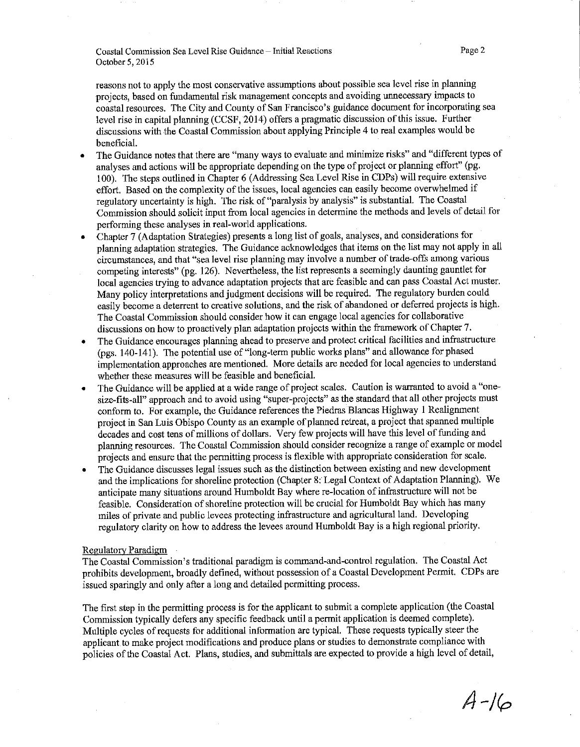reasons not to apply the most conservative assumptions about possible sea level rise in planning projects, based on fundamental risk management concepts and avoiding unnecessary impacts to coastal resources. The City and County of San Francisco's guidance document for incorporating sea level rise in capital planning (CCSF, 2014) offers a pragmatic discussion of this issue. Further discussions with the Coastal Commission about applying Principle 4 to real examples would be beneficial.

- The Guidance notes that there are "many ways to evaluate and minimize risks" and "different types of analyses and actions will be appropriate depending on the type of project or planning effort" (pg. 100). The steps outlined in Chapter 6 (Addressing Sea Level Rise in CDPs) will require extensive effort. Based on the complexity of the issues, local agencies can easily become overwhelmed if regulatory uncertainty is high. The risk of "paralysis by analysis" is substantial. The Coastal Commission should solicit input from local agencies in determine the methods and levels of detail for performing these analyses in real-world applications.
- Chapter 7 (Adaptation Strategies) presents a long list of goals, analyses, and considerations for planning adaptation strategies. The Guidance acknowledges that items on the list may not apply in all circumstances, and that "sea level rise planning may involve a number of trade-offs among various competing interests" (pg. 126). Nevertheless, the list represents a seemingly daunting gauntlet for local agencies trying to advance adaptation projects that are feasible and can pass Coastal Act muster. Many policy interpretations and judgment decisions will be required. The regulatory burden could easily become a deterrent to creative solutions, and the risk of abandoned or deferred projects is high. The Coastal Commission should consider how it can engage local agencies for collaborative discussions on how to proactively plan adaptation projects within the framework of Chapter 7.
- The Guidance encourages planning ahead to preserve and protect critical facilities and infrastructure (pgs. 140-141). The potential use of "long-term public works plans" and allowance for phased implementation approaches are mentioned. More details are needed for local agencies to understand whether these measures will be feasible and beneficial.
- The Guidance will be applied at a wide range of project scales. Caution is warranted to avoid a "one-size-fits-all" approach and to avoid using "super-projects" as the standard that all other projects must conform to. For example, the Guidance references the Piedras Blancas Highway 1 Realignment project in San Luis Obispo County as an example of planned retreat, a project that spanned multiple decades and cost tens of millions of dollars. Very few projects will have this level of funding and planning resources. The Coastal Commission should consider recognize a range of example or model projects and ensure that the permitting process is flexible with appropriate consideration for scale.
- The Guidance discusses legal issues such as the distinction between existing and new development and the implications for shoreline protection (Chapter 8: Legal Context of Adaptation Planning). We anticipate many situations around Humboldt Bay where re-location of infrastructure will not be feasible. Consideration of shoreline protection will be crucial for Humboldt Bay which has many miles of private and public levees protecting infrastructure and agricultural land. Developing regulatory clarity on how to address the levees around Humboldt Bay is a high regional priority.

## Regulatory Paradigm

The Coastal Commission's traditional paradigm is command-and-control regulation. The Coastal Act prohibits development, broadly defined, without possession of a Coastal Development Permit. CDPs are issued sparingly and only after a long and detailed permitting process.

The first step in the permitting process is for the applicant to submit a complete application (the Coastal Commission typically defers any specific feedback until a permit application is deemed complete). Multiple cycles of requests for additional information are typical. These requests typically steer the applicant to make project modifications and produce plans or studies to demonstrate compliance with policies of the Coastal Act. Plans, studies, and submittals are expected to provide a high level of detail,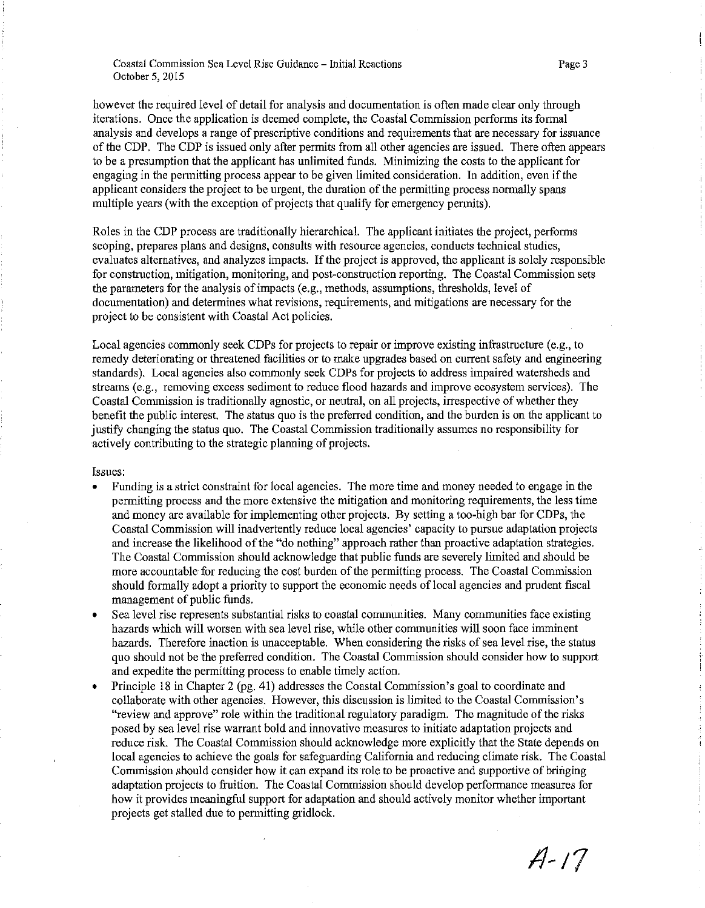however the required level of detail for analysis and documentation is often made clear only through iterations. Once the application is deemed complete, the Coastal Commission performs its formal analysis and develops a range of prescriptive conditions and requirements that are necessary for issuance of the CDP. The CDP is issued only after permits from all other agencies are issued. There often appears to be a presumption that the applicant has unlimited funds. Minimizing the costs to the applicant for engaging in the permitting process appear to be given limited consideration. In addition, even if the applicant considers the project to be urgent, the duration of the permitting process normally spans multiple years (with the exception of projects that qualify for emergency permits).

Roles in the CDP process are traditionally hierarchical. The applicant initiates the project, performs scoping, prepares plans and designs, consults with resource agencies, conducts technical studies, evaluates alternatives, and analyzes impacts. If the project is approved, the applicant is solely responsible for construction, mitigation, monitoring, and post-construction reporting. The Coastal Commission sets the parameters for the analysis of impacts (e.g., methods, assumptions, thresholds, level of documentation) and determines what revisions, requirements, and mitigations are necessary for the project to be consistent with Coastal Act policies.

Local agencies commonly seek CDPs for projects to repair or improve existing infrastructure (e.g., to remedy deteriorating or threatened facilities or to make upgrades based on current safety and engineering standards). Local agencies also commonly seek CDPs for projects to address impaired watersheds and streams (e.g., removing excess sediment to reduce flood hazards and improve ecosystem services). The Coastal Commission is traditionally agnostic, or neutral, on all projects, irrespective of whether they benefit the public interest. The status quo is the preferred condition, and the burden is on the applicant to justify changing the status quo. The Coastal Commission traditionally assumes no responsibility for actively contributing to the strategic planning of projects.

Issues:

- Funding is a strict constraint for local agencies. The more time and money needed to engage in the permitting process and the more extensive the mitigation and monitoring requirements, the less time and money are available for implementing other projects. By setting a too-high bar for CDPs, the Coastal Commission will inadvertently reduce local agencies' capacity to pursue adaptation projects and increase the likelihood of the "do nothing" approach rather than proactive adaptation strategies. The Coastal Commission should acknowledge that public funds are severely limited and should be more accountable for reducing the cost burden of the permitting process. The Coastal Commission should formally adopt a priority to support the economic needs of local agencies and prudent fiscal management of public funds.
- Sea level rise represents substantial risks to coastal communities. Many communities face existing hazards which will worsen with sea level rise, while other communities will soon face imminent hazards. Therefore inaction is unacceptable. When considering the risks of sea level rise, the status quo should not be the preferred condition. The Coastal Commission should consider how to support and expedite the permitting process to enable timely action.
- Principle 18 in Chapter 2 (pg. 41) addresses the Coastal Commission's goal to coordinate and collaborate with other agencies. However, this discussion is limited to the Coastal Commission's "review and approve" role within the traditional regulatory paradigm. The magnitude of the risks posed by sea level rise warrant bold and innovative measures to initiate adaptation projects and reduce risk. The Coastal Commission should acknowledge more explicitly that the State depends on local agencies to achieve the goals for safeguarding California and reducing climate risk. The Coastal Commission should consider how it can expand its role to be proactive and supportive of bringing adaptation projects to fruition. The Coastal Commission should develop performance measures for how it provides meaningful support for adaptation and should actively monitor whether important projects get stalled due to permitting gridlock.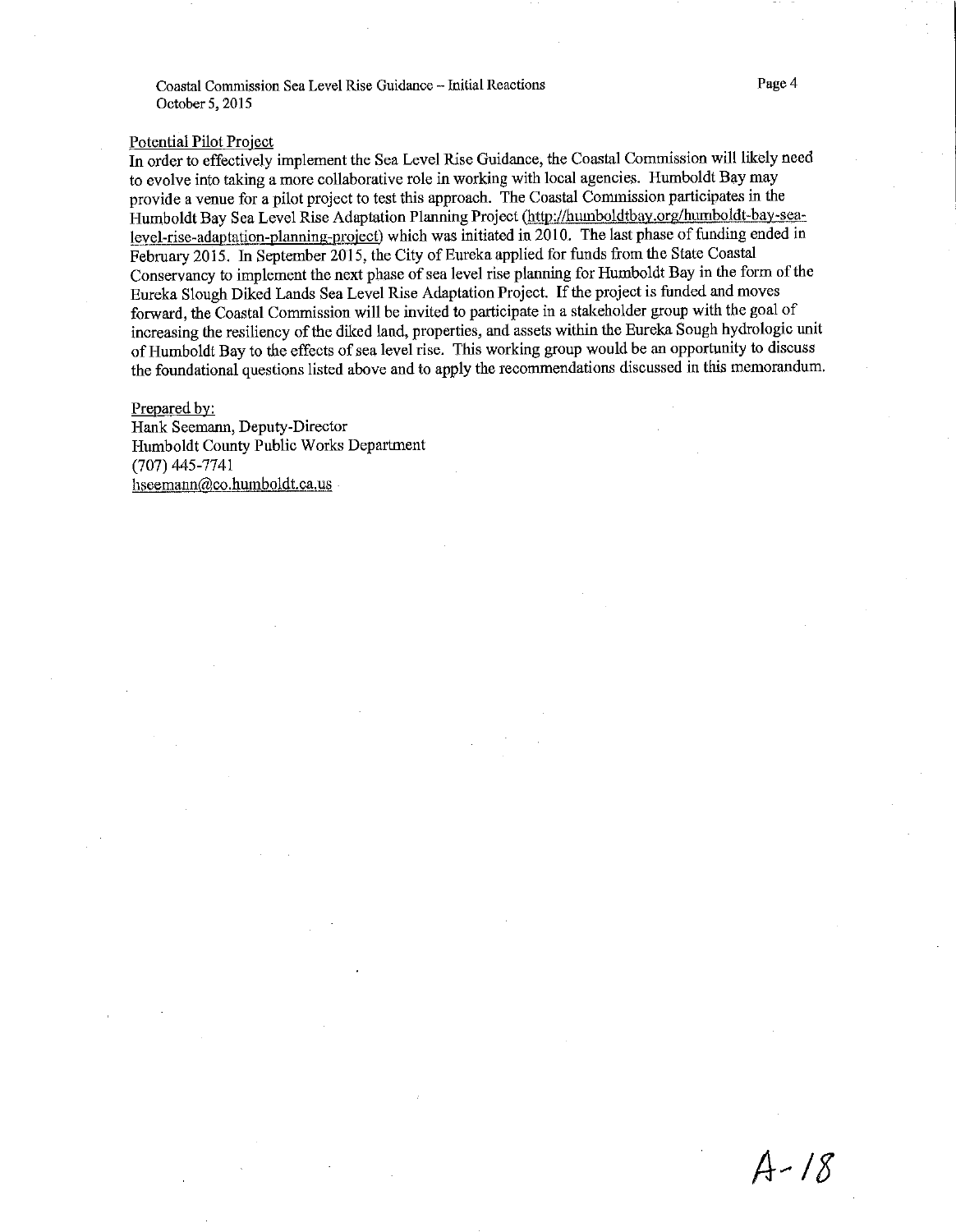## Potential Pilot Project

In order to effectively implement the Sea Level Rise Guidance, the Coastal Commission will likely need to evolve into taking a more collaborative role in working with local agencies. Humboldt Bay may provide a venue for a pilot project to test this approach. The Coastal Commission participates in the Humboldt Bay Sea Level Rise Adaptation Planning Project (http://humboldtbay.org/humboldt-bay-sea-level-rise-adaptation-planning-project) which was initiated in 2010. The last phase of funding ended in February 2015. In September 2015, the City of Eureka applied for funds from the State Coastal Conservancy to implement the next phase of sea level rise planning for Humboldt Bay in the form of the Eureka Slough Diked Lands Sea Level Rise Adaptation Project. If the project is funded and moves forward, the Coastal Commission will be invited to participate in a stakeholder group with the goal of increasing the resiliency of the diked land, properties, and assets within the Eureka Sough hydrologic unit of Humboldt Bay to the effects of sea level rise. This working group would be an opportunity to discuss the foundational questions listed above and to apply the recommendations discussed in this memorandum.

Prepared by:
Hank Seemann, Deputy-Director
Humboldt County Public Works Department
(707) 445-7741
hseemann@co.humboldt.ca.us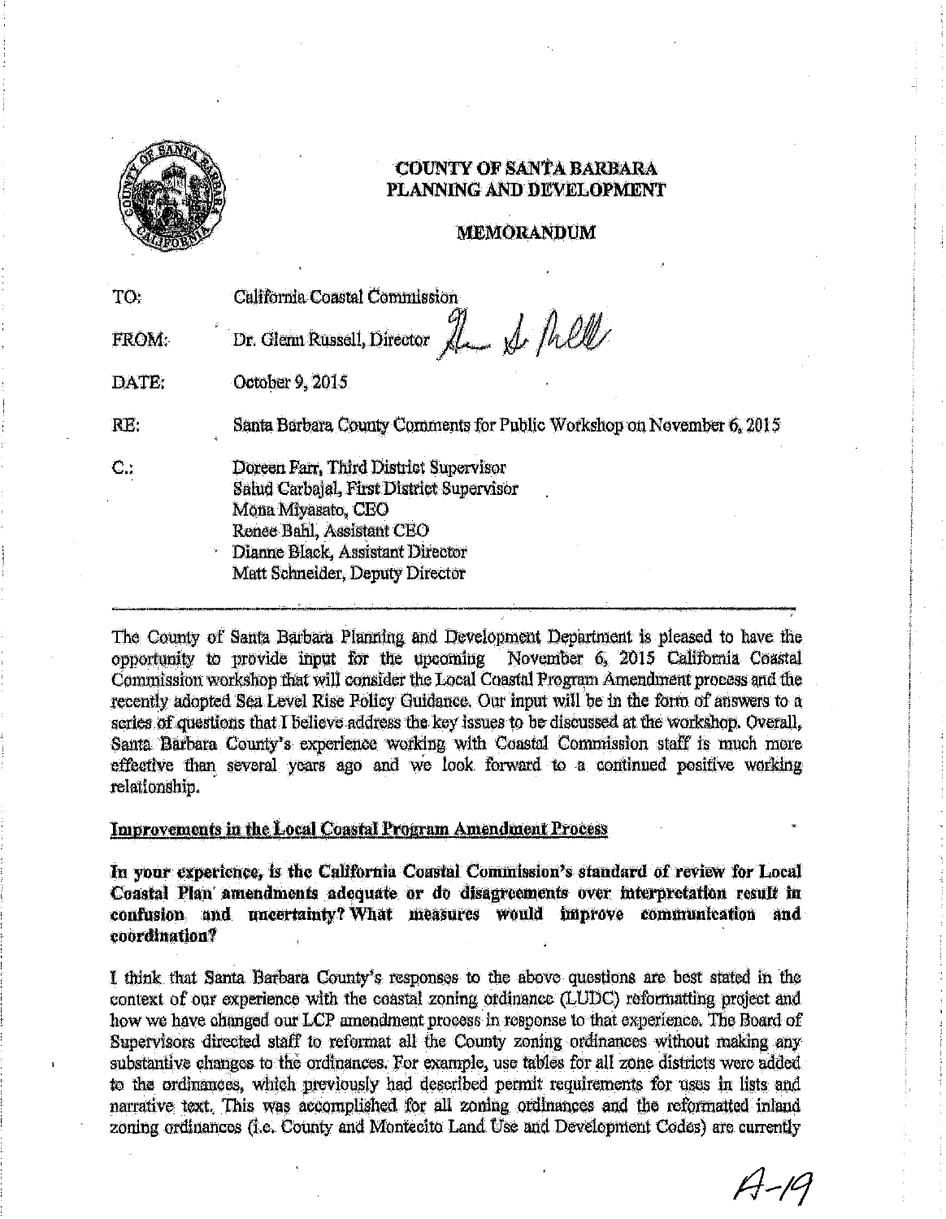**COUNTY OF SANTA BARBARA**
**PLANNING AND DEVELOPMENT**

**MEMORANDUM**

TO: California Coastal Commission

FROM: Dr. Glenn Russell, Director

DATE: October 9, 2015

RE: Santa Barbara County Comments for Public Workshop on November 6, 2015

C.: Doreen Farr, Third District Supervisor
Salud Carbajal, First District Supervisor
Mona Miyasato, CEO
Renee Bahl, Assistant CEO
Dianne Black, Assistant Director
Matt Schneider, Deputy Director

---

The County of Santa Barbara Planning and Development Department is pleased to have the opportunity to provide input for the upcoming November 6, 2015 California Coastal Commission workshop that will consider the Local Coastal Program Amendment process and the recently adopted Sea Level Rise Policy Guidance. Our input will be in the form of answers to a series of questions that I believe address the key issues to be discussed at the workshop. Overall, Santa Barbara County's experience working with Coastal Commission staff is much more effective than several years ago and we look forward to a continued positive working relationship.

<u>Improvements in the Local Coastal Program Amendment Process</u>

**In your experience, is the California Coastal Commission's standard of review for Local Coastal Plan amendments adequate or do disagreements over interpretation result in confusion and uncertainty? What measures would improve communication and coordination?**

I think that Santa Barbara County's responses to the above questions are best stated in the context of our experience with the coastal zoning ordinance (LUDC) reformatting project and how we have changed our LCP amendment process in response to that experience. The Board of Supervisors directed staff to reformat all the County zoning ordinances without making any substantive changes to the ordinances. For example, use tables for all zone districts were added to the ordinances, which previously had described permit requirements for uses in lists and narrative text. This was accomplished for all zoning ordinances and the reformatted inland zoning ordinances (i.e. County and Montecito Land Use and Development Codes) are currently

A-19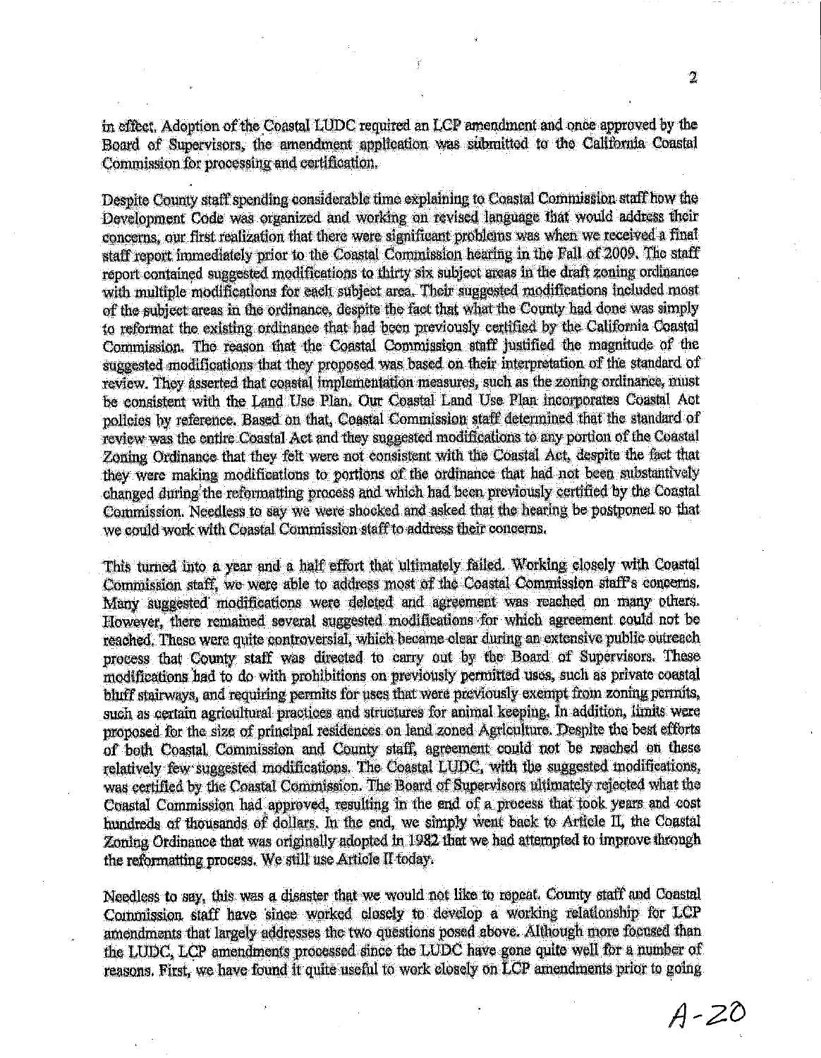in effect. Adoption of the Coastal LUDC required an LCP amendment and once approved by the Board of Supervisors, the amendment application was submitted to the California Coastal Commission for processing and certification.

Despite County staff spending considerable time explaining to Coastal Commission staff how the Development Code was organized and working on revised language that would address their concerns, our first realization that there were significant problems was when we received a final staff report immediately prior to the Coastal Commission hearing in the Fall of 2009. The staff report contained suggested modifications to thirty six subject areas in the draft zoning ordinance with multiple modifications for each subject area. Their suggested modifications included most of the subject areas in the ordinance, despite the fact that what the County had done was simply to reformat the existing ordinance that had been previously certified by the California Coastal Commission. The reason that the Coastal Commission staff justified the magnitude of the suggested modifications that they proposed was based on their interpretation of the standard of review. They asserted that coastal implementation measures, such as the zoning ordinance, must be consistent with the Land Use Plan. Our Coastal Land Use Plan incorporates Coastal Act policies by reference. Based on that, Coastal Commission staff determined that the standard of review was the entire Coastal Act and they suggested modifications to any portion of the Coastal Zoning Ordinance that they felt were not consistent with the Coastal Act, despite the fact that they were making modifications to portions of the ordinance that had not been substantively changed during the reformatting process and which had been previously certified by the Coastal Commission. Needless to say we were shocked and asked that the hearing be postponed so that we could work with Coastal Commission staff to address their concerns.

This turned into a year and a half effort that ultimately failed. Working closely with Coastal Commission staff, we were able to address most of the Coastal Commission staff's concerns. Many suggested modifications were deleted and agreement was reached on many others. However, there remained several suggested modifications for which agreement could not be reached. These were quite controversial, which became clear during an extensive public outreach process that County staff was directed to carry out by the Board of Supervisors. These modifications had to do with prohibitions on previously permitted uses, such as private coastal bluff stairways, and requiring permits for uses that were previously exempt from zoning permits, such as certain agricultural practices and structures for animal keeping. In addition, limits were proposed for the size of principal residences on land zoned Agriculture. Despite the best efforts of both Coastal Commission and County staff, agreement could not be reached on these relatively few suggested modifications. The Coastal LUDC, with the suggested modifications, was certified by the Coastal Commission. The Board of Supervisors ultimately rejected what the Coastal Commission had approved, resulting in the end of a process that took years and cost hundreds of thousands of dollars. In the end, we simply went back to Article II, the Coastal Zoning Ordinance that was originally adopted in 1982 that we had attempted to improve through the reformatting process. We still use Article II today.

Needless to say, this was a disaster that we would not like to repeat. County staff and Coastal Commission staff have since worked closely to develop a working relationship for LCP amendments that largely addresses the two questions posed above. Although more focused than the LUDC, LCP amendments processed since the LUDC have gone quite well for a number of reasons. First, we have found it quite useful to work closely on LCP amendments prior to going

A-20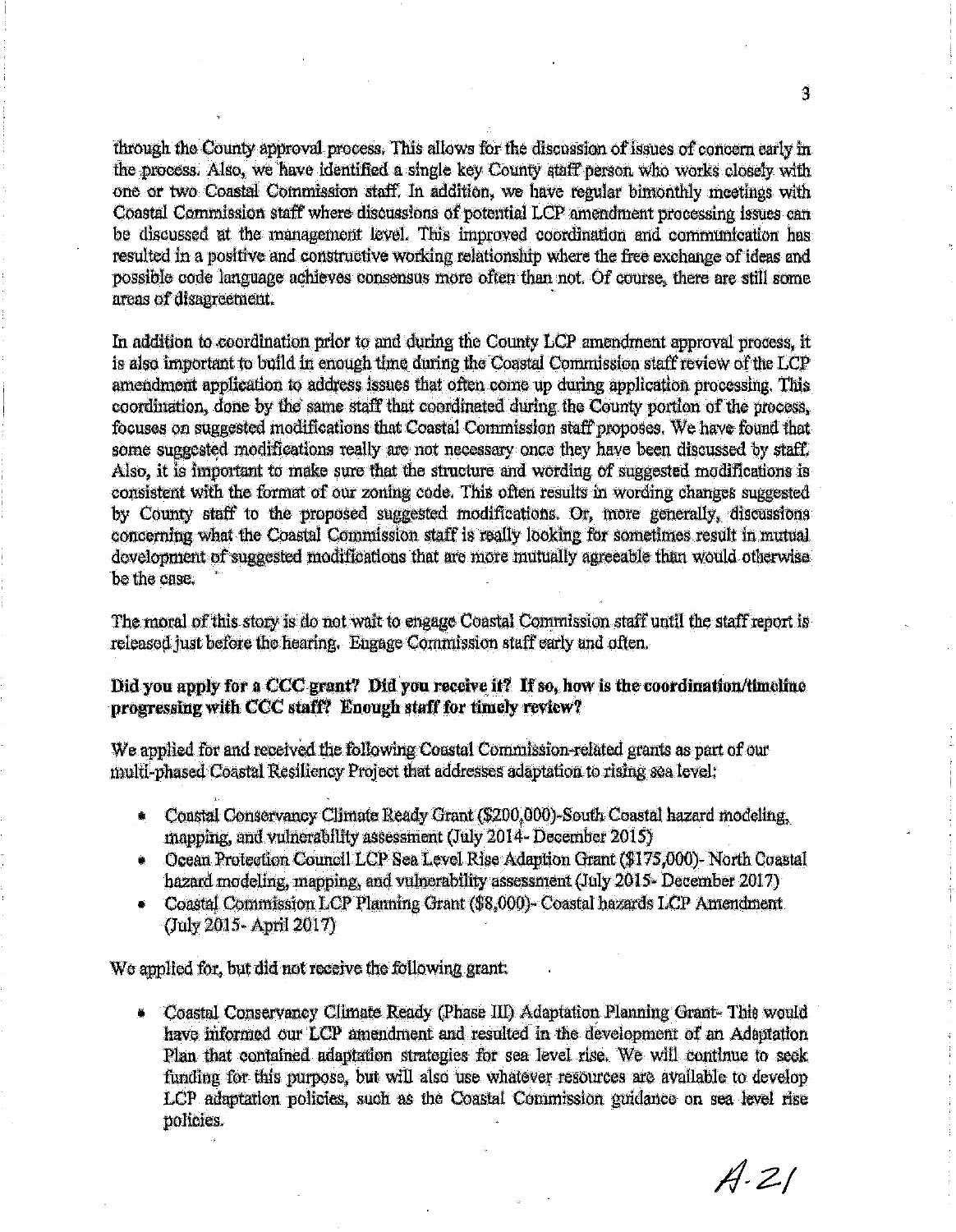through the County approval process. This allows for the discussion of issues of concern early in the process. Also, we have identified a single key County staff person who works closely with one or two Coastal Commission staff. In addition, we have regular bimonthly meetings with Coastal Commission staff where discussions of potential LCP amendment processing issues can be discussed at the management level. This improved coordination and communication has resulted in a positive and constructive working relationship where the free exchange of ideas and possible code language achieves consensus more often than not. Of course, there are still some areas of disagreement.

In addition to coordination prior to and during the County LCP amendment approval process, it is also important to build in enough time during the Coastal Commission staff review of the LCP amendment application to address issues that often come up during application processing. This coordination, done by the same staff that coordinated during the County portion of the process, focuses on suggested modifications that Coastal Commission staff proposes. We have found that some suggested modifications really are not necessary once they have been discussed by staff. Also, it is important to make sure that the structure and wording of suggested modifications is consistent with the format of our zoning code. This often results in wording changes suggested by County staff to the proposed suggested modifications. Or, more generally, discussions concerning what the Coastal Commission staff is really looking for sometimes result in mutual development of suggested modifications that are more mutually agreeable than would otherwise be the case.

The moral of this story is do not wait to engage Coastal Commission staff until the staff report is released just before the hearing. Engage Commission staff early and often.

**Did you apply for a CCC grant? Did you receive it? If so, how is the coordination/timeline progressing with CCC staff? Enough staff for timely review?**

We applied for and received the following Coastal Commission-related grants as part of our multi-phased Coastal Resiliency Project that addresses adaptation to rising sea level:

- Coastal Conservancy Climate Ready Grant ($200,000)-South Coastal hazard modeling, mapping, and vulnerability assessment (July 2014- December 2015)
- Ocean Protection Council LCP Sea Level Rise Adaption Grant ($175,000)- North Coastal hazard modeling, mapping, and vulnerability assessment (July 2015- December 2017)
- Coastal Commission LCP Planning Grant ($8,000)- Coastal hazards LCP Amendment (July 2015- April 2017)

We applied for, but did not receive the following grant:

- Coastal Conservancy Climate Ready (Phase III) Adaptation Planning Grant- This would have informed our LCP amendment and resulted in the development of an Adaptation Plan that contained adaptation strategies for sea level rise. We will continue to seek funding for this purpose, but will also use whatever resources are available to develop LCP adaptation policies, such as the Coastal Commission guidance on sea level rise policies.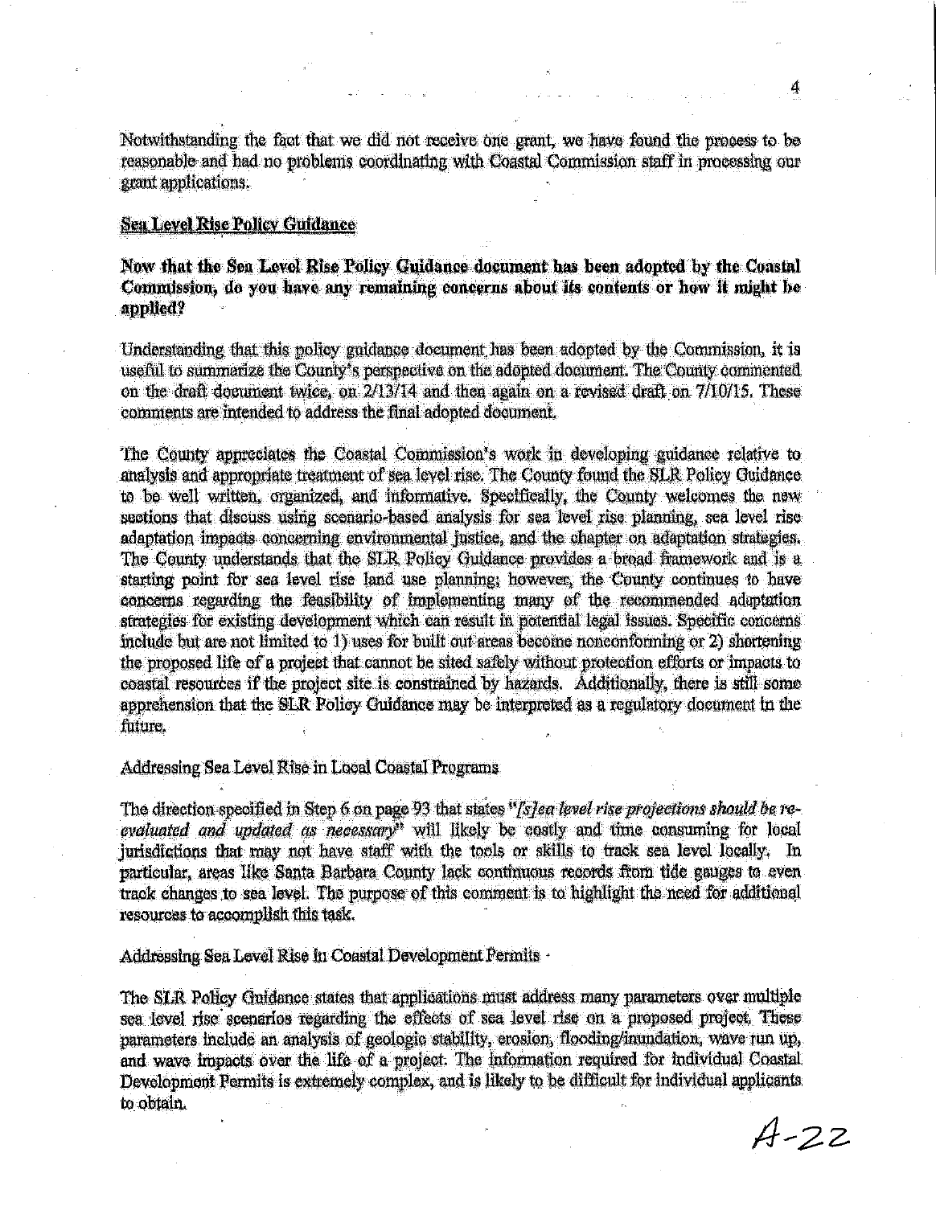Notwithstanding the fact that we did not receive one grant, we have found the process to be reasonable and had no problems coordinating with Coastal Commission staff in processing our grant applications.

## Sea Level Rise Policy Guidance

**Now that the Sea Level Rise Policy Guidance document has been adopted by the Coastal Commission, do you have any remaining concerns about its contents or how it might be applied?**

Understanding that this policy guidance document has been adopted by the Commission, it is useful to summarize the County's perspective on the adopted document. The County commented on the draft document twice, on 2/13/14 and then again on a revised draft on 7/10/15. These comments are intended to address the final adopted document.

The County appreciates the Coastal Commission's work in developing guidance relative to analysis and appropriate treatment of sea level rise. The County found the SLR Policy Guidance to be well written, organized, and informative. Specifically, the County welcomes the new sections that discuss using scenario-based analysis for sea level rise planning, sea level rise adaptation impacts concerning environmental justice, and the chapter on adaptation strategies. The County understands that the SLR Policy Guidance provides a broad framework and is a starting point for sea level rise land use planning; however, the County continues to have concerns regarding the feasibility of implementing many of the recommended adaptation strategies for existing development which can result in potential legal issues. Specific concerns include but are not limited to 1) uses for built out areas become nonconforming or 2) shortening the proposed life of a project that cannot be sited safely without protection efforts or impacts to coastal resources if the project site is constrained by hazards. Additionally, there is still some apprehension that the SLR Policy Guidance may be interpreted as a regulatory document in the future.

Addressing Sea Level Rise in Local Coastal Programs

The direction specified in Step 6 on page 93 that states "*[s]ea level rise projections should be re-evaluated and updated as necessary*" will likely be costly and time consuming for local jurisdictions that may not have staff with the tools or skills to track sea level locally. In particular, areas like Santa Barbara County lack continuous records from tide gauges to even track changes to sea level. The purpose of this comment is to highlight the need for additional resources to accomplish this task.

Addressing Sea Level Rise in Coastal Development Permits

The SLR Policy Guidance states that applications must address many parameters over multiple sea level rise scenarios regarding the effects of sea level rise on a proposed project. These parameters include an analysis of geologic stability, erosion, flooding/inundation, wave run up, and wave impacts over the life of a project. The information required for individual Coastal Development Permits is extremely complex, and is likely to be difficult for individual applicants to obtain.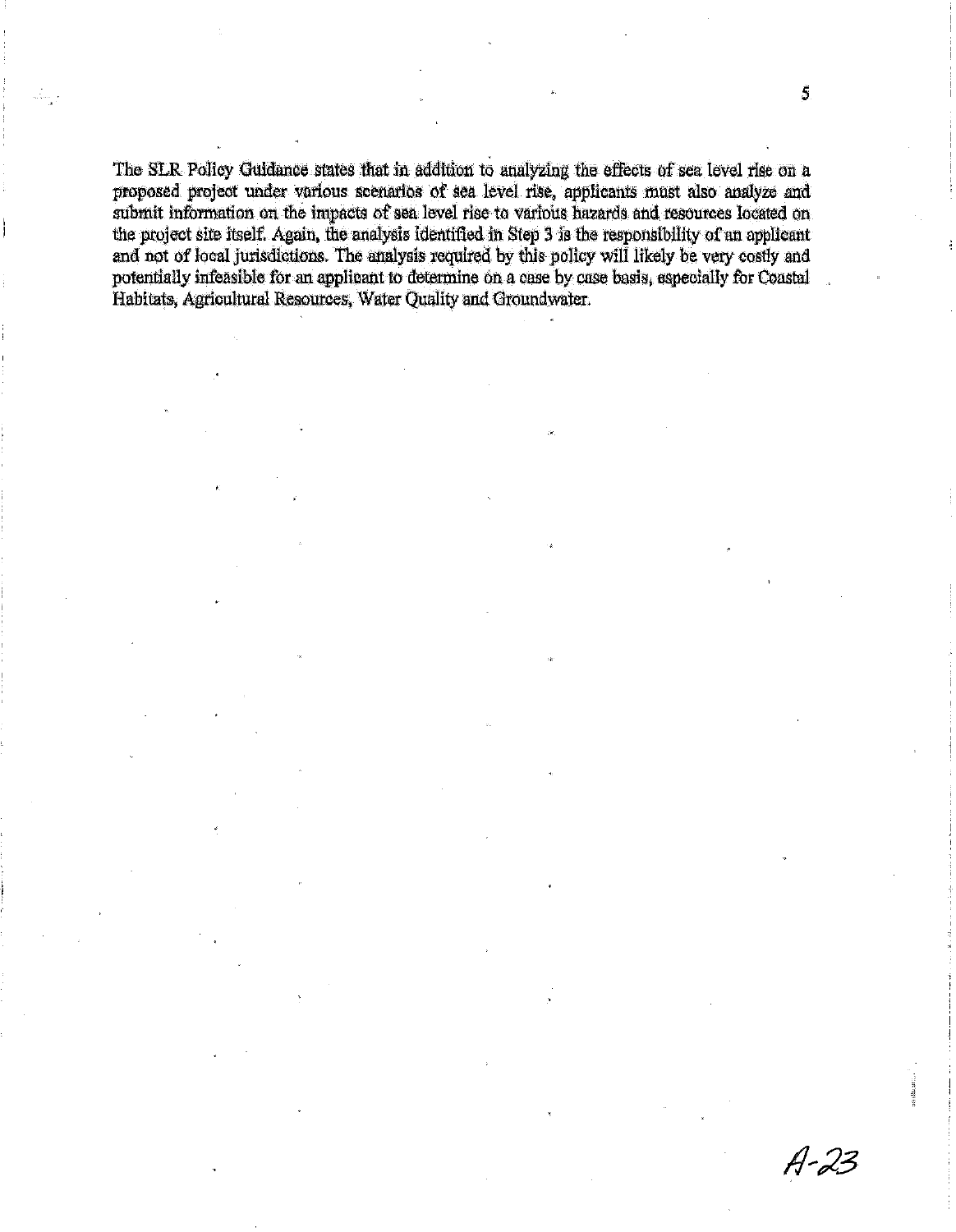The SLR Policy Guidance states that in addition to analyzing the effects of sea level rise on a proposed project under various scenarios of sea level rise, applicants must also analyze and submit information on the impacts of sea level rise to various hazards and resources located on the project site itself. Again, the analysis identified in Step 3 is the responsibility of an applicant and not of local jurisdictions. The analysis required by this policy will likely be very costly and potentially infeasible for an applicant to determine on a case by case basis, especially for Coastal Habitats, Agricultural Resources, Water Quality and Groundwater.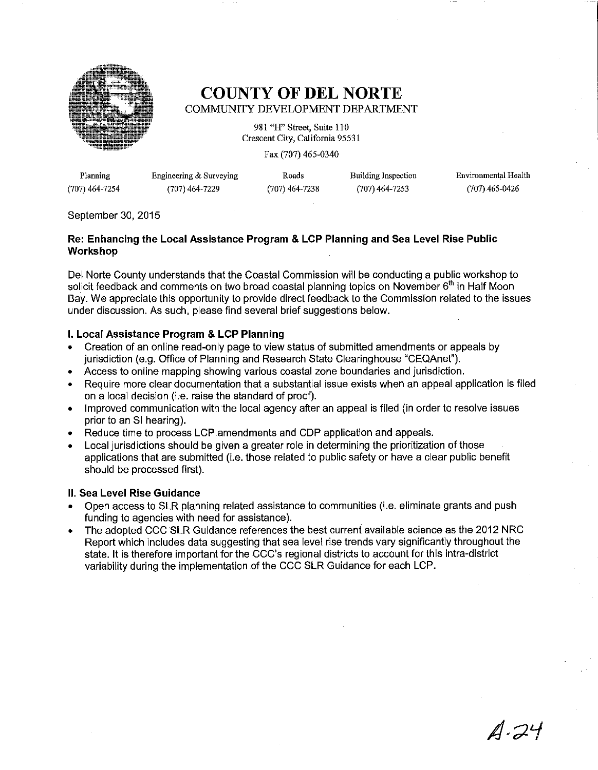# COUNTY OF DEL NORTE

COMMUNITY DEVELOPMENT DEPARTMENT

981 "H" Street, Suite 110
Crescent City, California 95531

Fax (707) 465-0340

| Planning | Engineering & Surveying | Roads | Building Inspection | Environmental Health |
|---|---|---|---|---|
| (707) 464-7254 | (707) 464-7229 | (707) 464-7238 | (707) 464-7253 | (707) 465-0426 |

September 30, 2015

**Re: Enhancing the Local Assistance Program & LCP Planning and Sea Level Rise Public Workshop**

Del Norte County understands that the Coastal Commission will be conducting a public workshop to solicit feedback and comments on two broad coastal planning topics on November 6th in Half Moon Bay. We appreciate this opportunity to provide direct feedback to the Commission related to the issues under discussion. As such, please find several brief suggestions below.

**I. Local Assistance Program & LCP Planning**

- Creation of an online read-only page to view status of submitted amendments or appeals by jurisdiction (e.g. Office of Planning and Research State Clearinghouse "CEQAnet").
- Access to online mapping showing various coastal zone boundaries and jurisdiction.
- Require more clear documentation that a substantial issue exists when an appeal application is filed on a local decision (i.e. raise the standard of proof).
- Improved communication with the local agency after an appeal is filed (in order to resolve issues prior to an SI hearing).
- Reduce time to process LCP amendments and CDP application and appeals.
- Local jurisdictions should be given a greater role in determining the prioritization of those applications that are submitted (i.e. those related to public safety or have a clear public benefit should be processed first).

**II. Sea Level Rise Guidance**

- Open access to SLR planning related assistance to communities (i.e. eliminate grants and push funding to agencies with need for assistance).
- The adopted CCC SLR Guidance references the best current available science as the 2012 NRC Report which includes data suggesting that sea level rise trends vary significantly throughout the state. It is therefore important for the CCC's regional districts to account for this intra-district variability during the implementation of the CCC SLR Guidance for each LCP.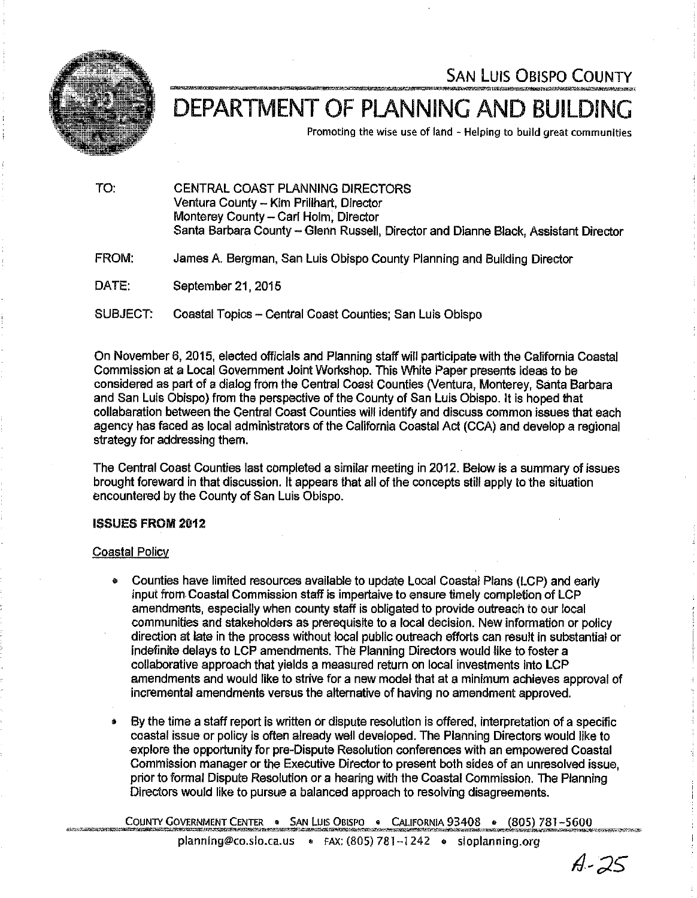SAN LUIS OBISPO COUNTY

# DEPARTMENT OF PLANNING AND BUILDING

Promoting the wise use of land - Helping to build great communities

TO: CENTRAL COAST PLANNING DIRECTORS
Ventura County – Kim Prillhart, Director
Monterey County – Carl Holm, Director
Santa Barbara County – Glenn Russell, Director and Dianne Black, Assistant Director

FROM: James A. Bergman, San Luis Obispo County Planning and Building Director

DATE: September 21, 2015

SUBJECT: Coastal Topics – Central Coast Counties; San Luis Obispo

On November 6, 2015, elected officials and Planning staff will participate with the California Coastal Commission at a Local Government Joint Workshop. This White Paper presents ideas to be considered as part of a dialog from the Central Coast Counties (Ventura, Monterey, Santa Barbara and San Luis Obispo) from the perspective of the County of San Luis Obispo. It is hoped that collabaration between the Central Coast Counties will identify and discuss common issues that each agency has faced as local administrators of the California Coastal Act (CCA) and develop a regional strategy for addressing them.

The Central Coast Counties last completed a similar meeting in 2012. Below is a summary of issues brought foreward in that discussion. It appears that all of the concepts still apply to the situation encountered by the County of San Luis Obispo.

**ISSUES FROM 2012**

Coastal Policy

- Counties have limited resources available to update Local Coastal Plans (LCP) and early input from Coastal Commission staff is impertaive to ensure timely completion of LCP amendments, especially when county staff is obligated to provide outreach to our local communities and stakeholders as prerequisite to a local decision. New information or policy direction at late in the process without local public outreach efforts can result in substantial or indefinite delays to LCP amendments. The Planning Directors would like to foster a collaborative approach that yields a measured return on local investments into LCP amendments and would like to strive for a new model that at a minimum achieves approval of incremental amendments versus the alternative of having no amendment approved.
- By the time a staff report is written or dispute resolution is offered, interpretation of a specific coastal issue or policy is often already well developed. The Planning Directors would like to explore the opportunity for pre-Dispute Resolution conferences with an empowered Coastal Commission manager or the Executive Director to present both sides of an unresolved issue, prior to formal Dispute Resolution or a hearing with the Coastal Commission. The Planning Directors would like to pursue a balanced approach to resolving disagreements.

COUNTY GOVERNMENT CENTER • SAN LUIS OBISPO • CALIFORNIA 93408 • (805) 781-5600
planning@co.slo.ca.us • FAX: (805) 781-1242 • sloplanning.org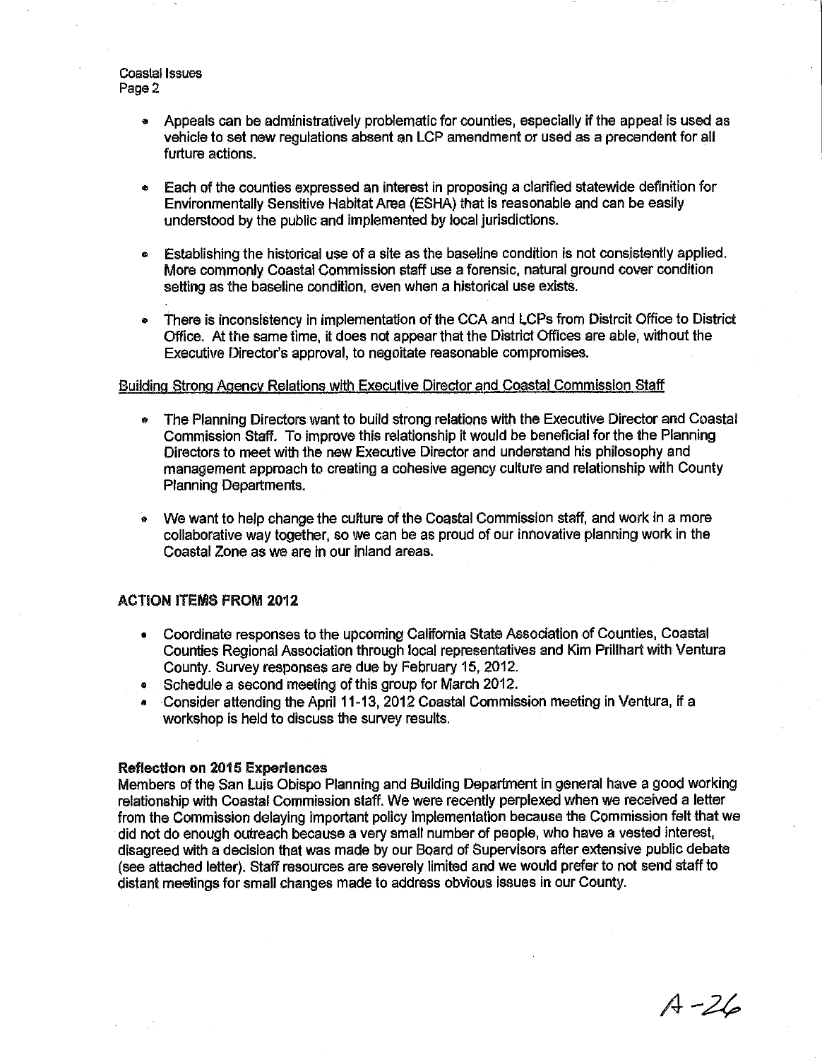- Appeals can be administratively problematic for counties, especially if the appeal is used as vehicle to set new regulations absent an LCP amendment or used as a precendent for all furture actions.

- Each of the counties expressed an interest in proposing a clarified statewide definition for Environmentally Sensitive Habitat Area (ESHA) that is reasonable and can be easily understood by the public and implemented by local jurisdictions.

- Establishing the historical use of a site as the baseline condition is not consistently applied. More commonly Coastal Commission staff use a forensic, natural ground cover condition setting as the baseline condition, even when a historical use exists.

- There is inconsistency in implementation of the CCA and LCPs from Distrcit Office to District Office. At the same time, it does not appear that the District Offices are able, without the Executive Director's approval, to negoitate reasonable compromises.

<u>Building Strong Agency Relations with Executive Director and Coastal Commission Staff</u>

- The Planning Directors want to build strong relations with the Executive Director and Coastal Commission Staff. To improve this relationship it would be beneficial for the the Planning Directors to meet with the new Executive Director and understand his philosophy and management approach to creating a cohesive agency culture and relationship with County Planning Departments.

- We want to help change the culture of the Coastal Commission staff, and work in a more collaborative way together, so we can be as proud of our innovative planning work in the Coastal Zone as we are in our inland areas.

**ACTION ITEMS FROM 2012**

- Coordinate responses to the upcoming California State Association of Counties, Coastal Counties Regional Association through local representatives and Kim Prillhart with Ventura County. Survey responses are due by February 15, 2012.
- Schedule a second meeting of this group for March 2012.
- Consider attending the April 11-13, 2012 Coastal Commission meeting in Ventura, if a workshop is held to discuss the survey results.

**Reflection on 2015 Experiences**

Members of the San Luis Obispo Planning and Building Department in general have a good working relationship with Coastal Commission staff. We were recently perplexed when we received a letter from the Commission delaying important policy implementation because the Commission felt that we did not do enough outreach because a very small number of people, who have a vested interest, disagreed with a decision that was made by our Board of Supervisors after extensive public debate (see attached letter). Staff resources are severely limited and we would prefer to not send staff to distant meetings for small changes made to address obvious issues in our County.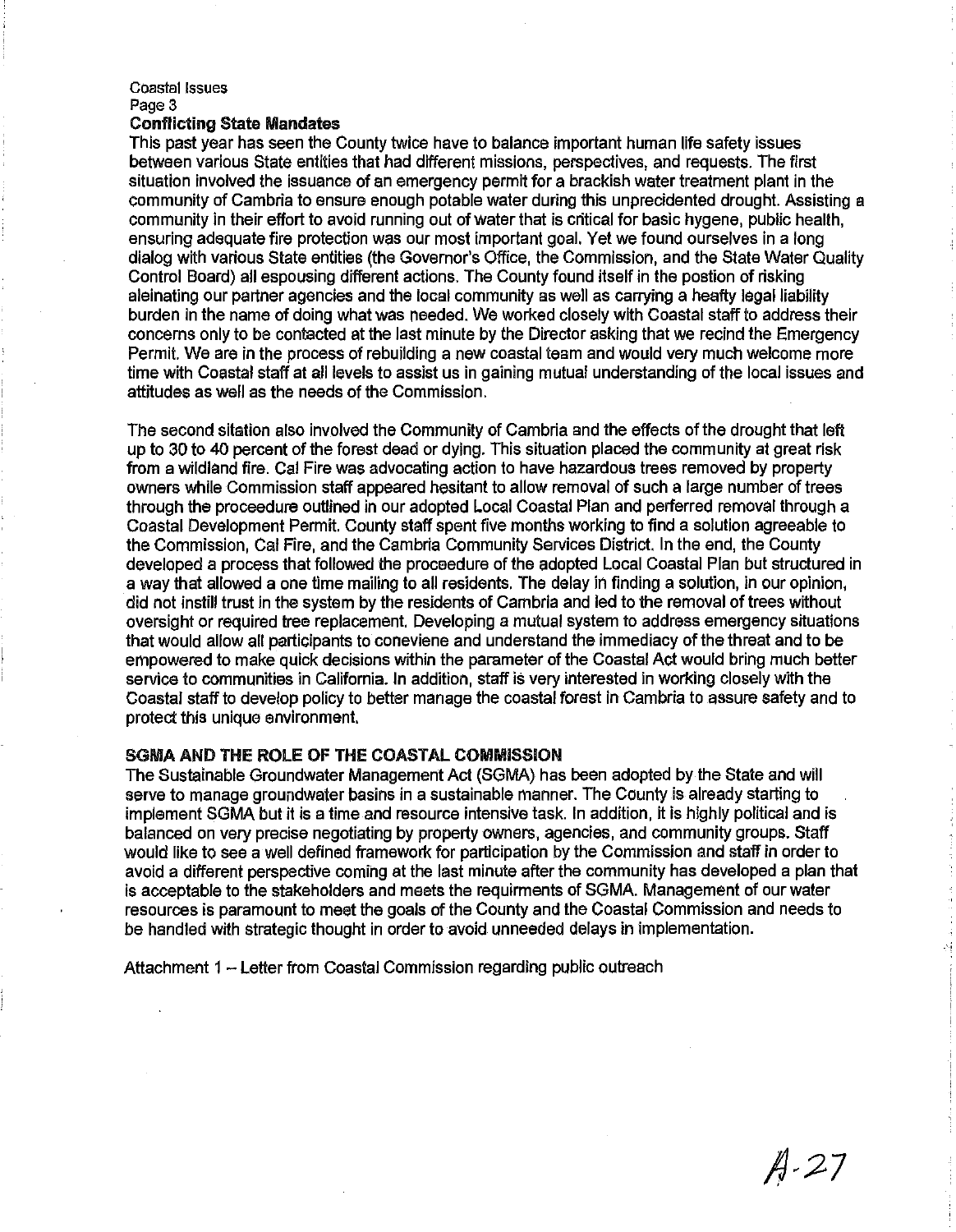Coastal Issues

### Conflicting State Mandates

This past year has seen the County twice have to balance important human life safety issues between various State entities that had different missions, perspectives, and requests. The first situation involved the issuance of an emergency permit for a brackish water treatment plant in the community of Cambria to ensure enough potable water during this unprecidented drought. Assisting a community in their effort to avoid running out of water that is critical for basic hygene, public health, ensuring adequate fire protection was our most important goal. Yet we found ourselves in a long dialog with various State entities (the Governor's Office, the Commission, and the State Water Quality Control Board) all espousing different actions. The County found itself in the postion of risking aleinating our partner agencies and the local community as well as carrying a heafty legal liability burden in the name of doing what was needed. We worked closely with Coastal staff to address their concerns only to be contacted at the last minute by the Director asking that we recind the Emergency Permit. We are in the process of rebuilding a new coastal team and would very much welcome more time with Coastal staff at all levels to assist us in gaining mutual understanding of the local issues and attitudes as well as the needs of the Commission.

The second sitation also involved the Community of Cambria and the effects of the drought that left up to 30 to 40 percent of the forest dead or dying. This situation placed the community at great risk from a wildland fire. Cal Fire was advocating action to have hazardous trees removed by property owners while Commission staff appeared hesitant to allow removal of such a large number of trees through the proceedure outlined in our adopted Local Coastal Plan and perferred removal through a Coastal Development Permit. County staff spent five months working to find a solution agreeable to the Commission, Cal Fire, and the Cambria Community Services District. In the end, the County developed a process that followed the proceedure of the adopted Local Coastal Plan but structured in a way that allowed a one time mailing to all residents. The delay in finding a solution, in our opinion, did not instill trust in the system by the residents of Cambria and led to the removal of trees without oversight or required tree replacement. Developing a mutual system to address emergency situations that would allow all participants to coneviene and understand the immediacy of the threat and to be empowered to make quick decisions within the parameter of the Coastal Act would bring much better service to communities in California. In addition, staff is very interested in working closely with the Coastal staff to develop policy to better manage the coastal forest in Cambria to assure safety and to protect this unique environment.

### SGMA AND THE ROLE OF THE COASTAL COMMISSION

The Sustainable Groundwater Management Act (SGMA) has been adopted by the State and will serve to manage groundwater basins in a sustainable manner. The County is already starting to implement SGMA but it is a time and resource intensive task. In addition, it is highly political and is balanced on very precise negotiating by property owners, agencies, and community groups. Staff would like to see a well defined framework for participation by the Commission and staff in order to avoid a different perspective coming at the last minute after the community has developed a plan that is acceptable to the stakeholders and meets the requirments of SGMA. Management of our water resources is paramount to meet the goals of the County and the Coastal Commission and needs to be handled with strategic thought in order to avoid unneeded delays in implementation.

Attachment 1 – Letter from Coastal Commission regarding public outreach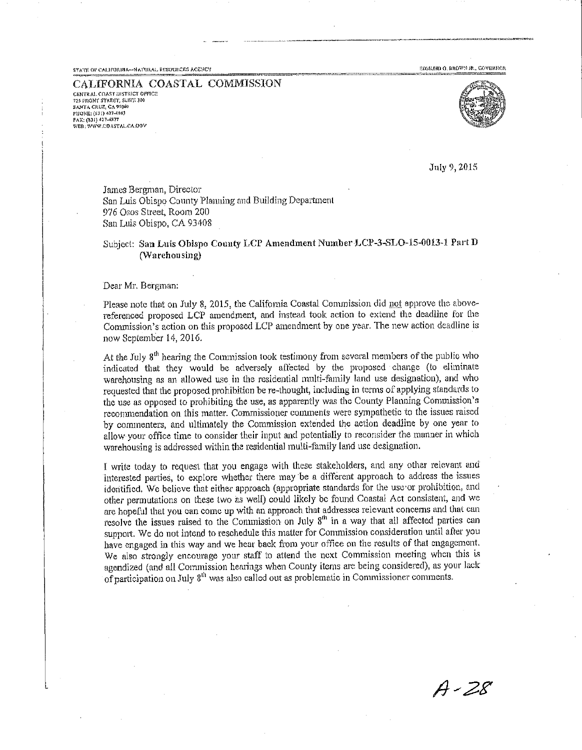STATE OF CALIFORNIA—NATURAL RESOURCES AGENCY

EDMUND G. BROWN JR., GOVERNOR

# CALIFORNIA COASTAL COMMISSION

CENTRAL COAST DISTRICT OFFICE
725 FRONT STREET, SUITE 300
SANTA CRUZ, CA 95060
PHONE: (831) 427-4863
FAX: (831) 427-4877
WEB: WWW.COASTAL.CA.GOV

July 9, 2015

James Bergman, Director
San Luis Obispo County Planning and Building Department
976 Osos Street, Room 200
San Luis Obispo, CA 93408

Subject: **San Luis Obispo County LCP Amendment Number LCP-3-SLO-15-0013-1 Part D (Warehousing)**

Dear Mr. Bergman:

Please note that on July 8, 2015, the California Coastal Commission did not approve the above-referenced proposed LCP amendment, and instead took action to extend the deadline for the Commission's action on this proposed LCP amendment by one year. The new action deadline is now September 14, 2016.

At the July 8th hearing the Commission took testimony from several members of the public who indicated that they would be adversely affected by the proposed change (to eliminate warehousing as an allowed use in the residential multi-family land use designation), and who requested that the proposed prohibition be re-thought, including in terms of applying standards to the use as opposed to prohibiting the use, as apparently was the County Planning Commission's recommendation on this matter. Commissioner comments were sympathetic to the issues raised by commenters, and ultimately the Commission extended the action deadline by one year to allow your office time to consider their input and potentially to reconsider the manner in which warehousing is addressed within the residential multi-family land use designation.

I write today to request that you engage with these stakeholders, and any other relevant and interested parties, to explore whether there may be a different approach to address the issues identified. We believe that either approach (appropriate standards for the use or prohibition, and other permutations on these two as well) could likely be found Coastal Act consistent, and we are hopeful that you can come up with an approach that addresses relevant concerns and that can resolve the issues raised to the Commission on July 8th in a way that all affected parties can support. We do not intend to reschedule this matter for Commission consideration until after you have engaged in this way and we hear back from your office on the results of that engagement. We also strongly encourage your staff to attend the next Commission meeting when this is agendized (and all Commission hearings when County items are being considered), as your lack of participation on July 8th was also called out as problematic in Commissioner comments.

A-28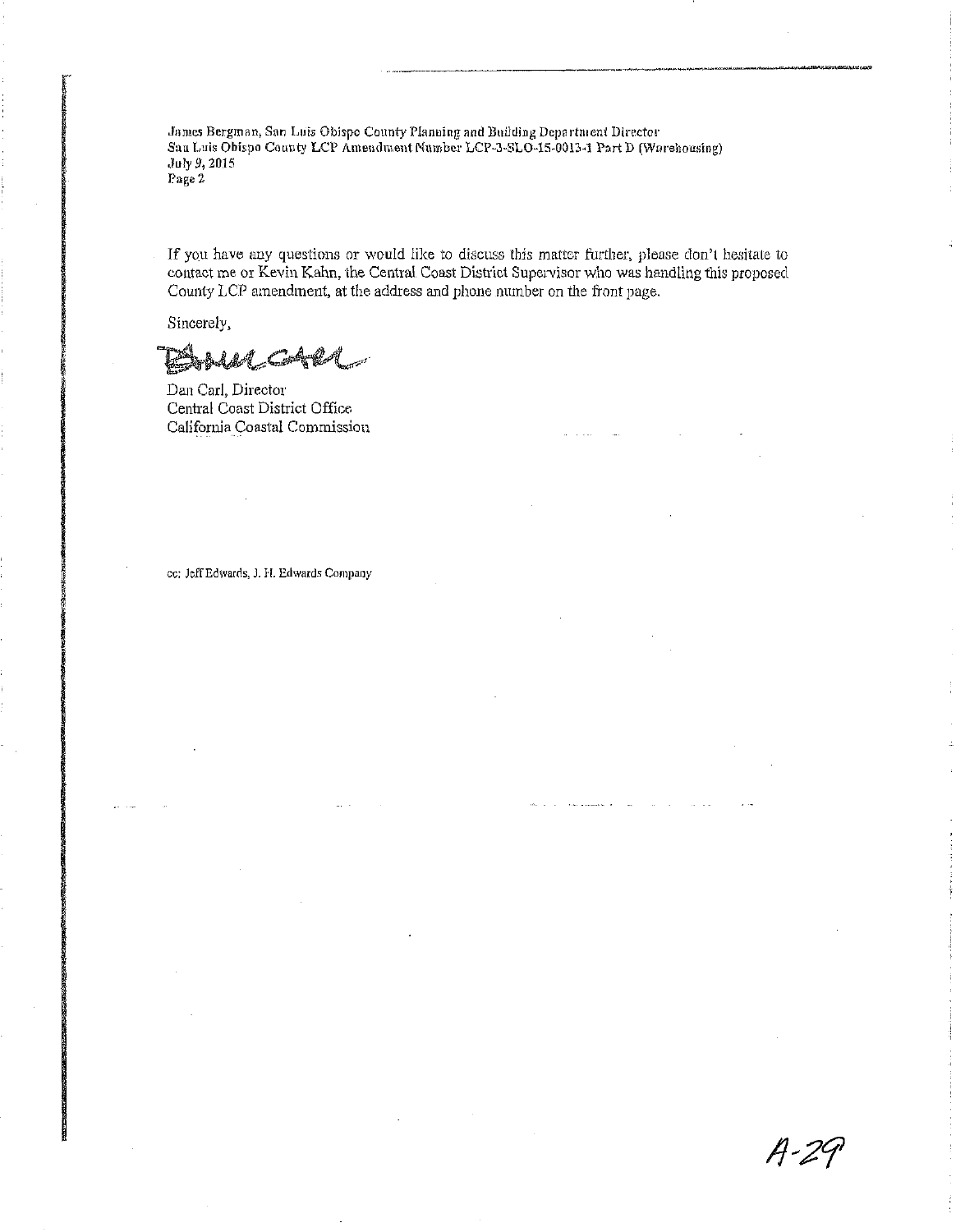James Bergman, San Luis Obispo County Planning and Building Department Director
San Luis Obispo County LCP Amendment Number LCP-3-SLO-15-0013-1 Part D (Warehousing)
July 9, 2015
Page 2

If you have any questions or would like to discuss this matter further, please don't hesitate to contact me or Kevin Kahn, the Central Coast District Supervisor who was handling this proposed County LCP amendment, at the address and phone number on the front page.

Sincerely,

Dan Carl, Director
Central Coast District Office
California Coastal Commission

cc: Jeff Edwards, J. H. Edwards Company

A-29